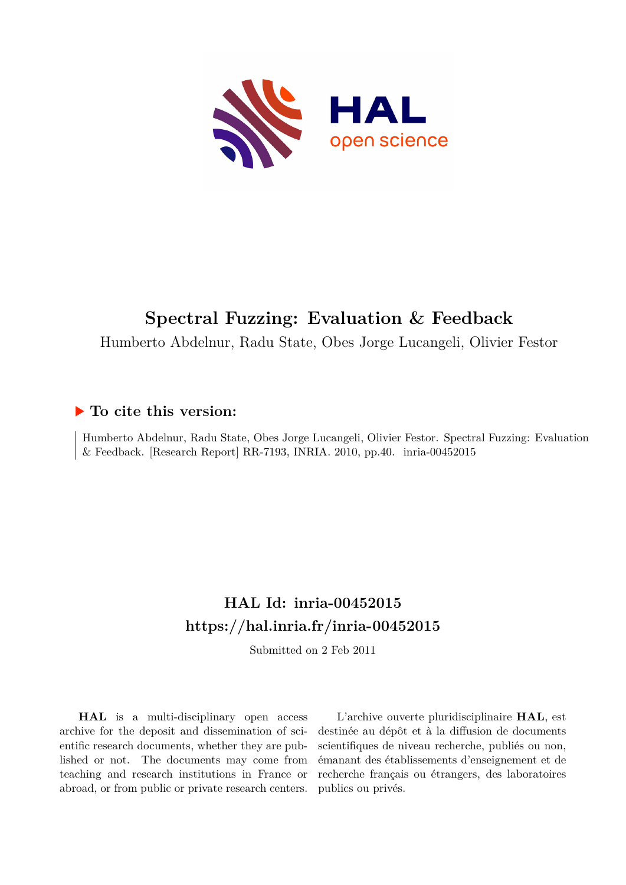# Spectral Fuzzing: Evaluation & Feedback

Humberto Abdelnur, Radu State, Obes Jorge Lucangeli, Olivier Festor

## ▶ To cite this version:

Humberto Abdelnur, Radu State, Obes Jorge Lucangeli, Olivier Festor. Spectral Fuzzing: Evaluation & Feedback. [Research Report] RR-7193, INRIA. 2010, pp.40. inria-00452015

## HAL Id: inria-00452015
## https://hal.inria.fr/inria-00452015

Submitted on 2 Feb 2011

**HAL** is a multi-disciplinary open access archive for the deposit and dissemination of scientific research documents, whether they are published or not. The documents may come from teaching and research institutions in France or abroad, or from public or private research centers.

L'archive ouverte pluridisciplinaire **HAL**, est destinée au dépôt et à la diffusion de documents scientifiques de niveau recherche, publiés ou non, émanant des établissements d'enseignement et de recherche français ou étrangers, des laboratoires publics ou privés.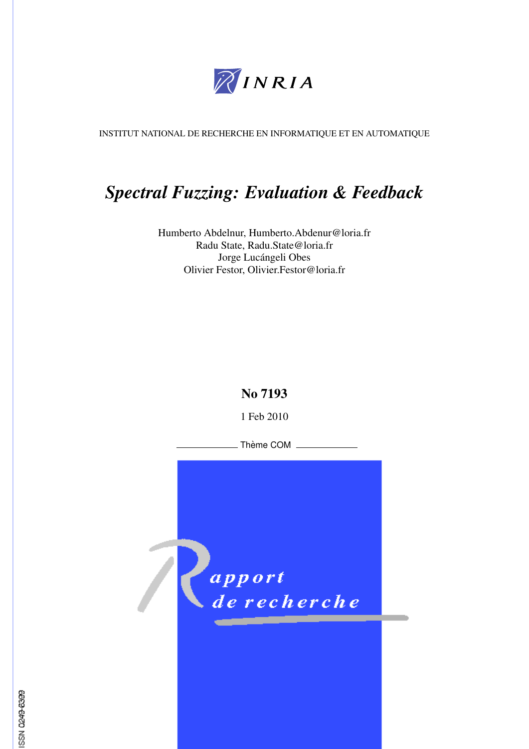INSTITUT NATIONAL DE RECHERCHE EN INFORMATIQUE ET EN AUTOMATIQUE

# *Spectral Fuzzing: Evaluation & Feedback*

Humberto Abdelnur, Humberto.Abdenur@loria.fr
Radu State, Radu.State@loria.fr
Jorge Lucángeli Obes
Olivier Festor, Olivier.Festor@loria.fr

**No 7193**

1 Feb 2010

Thème COM

*apport de recherche*

ISSN 0249-6399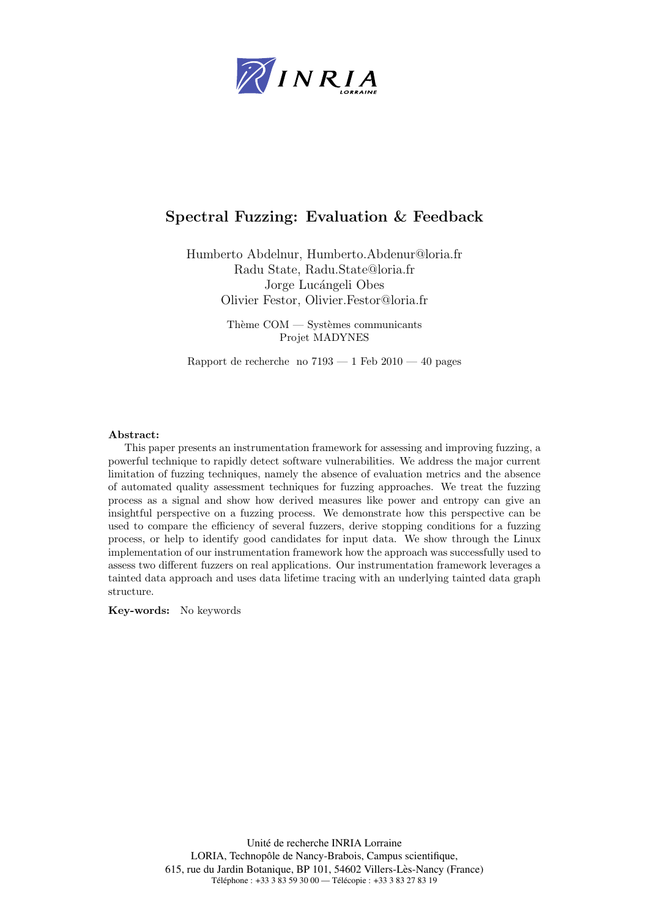# Spectral Fuzzing: Evaluation & Feedback

Humberto Abdelnur, Humberto.Abdenur@loria.fr
Radu State, Radu.State@loria.fr
Jorge Lucángeli Obes
Olivier Festor, Olivier.Festor@loria.fr

Thème COM — Systèmes communicants
Projet MADYNES

Rapport de recherche no 7193 — 1 Feb 2010 — 40 pages

**Abstract:** This paper presents an instrumentation framework for assessing and improving fuzzing, a powerful technique to rapidly detect software vulnerabilities. We address the major current limitation of fuzzing techniques, namely the absence of evaluation metrics and the absence of automated quality assessment techniques for fuzzing approaches. We treat the fuzzing process as a signal and show how derived measures like power and entropy can give an insightful perspective on a fuzzing process. We demonstrate how this perspective can be used to compare the efficiency of several fuzzers, derive stopping conditions for a fuzzing process, or help to identify good candidates for input data. We show through the Linux implementation of our instrumentation framework how the approach was successfully used to assess two different fuzzers on real applications. Our instrumentation framework leverages a tainted data approach and uses data lifetime tracing with an underlying tainted data graph structure.

**Key-words:** No keywords

Unité de recherche INRIA Lorraine
LORIA, Technopôle de Nancy-Brabois, Campus scientifique,
615, rue du Jardin Botanique, BP 101, 54602 Villers-Lès-Nancy (France)
Téléphone : +33 3 83 59 30 00 — Télécopie : +33 3 83 27 83 19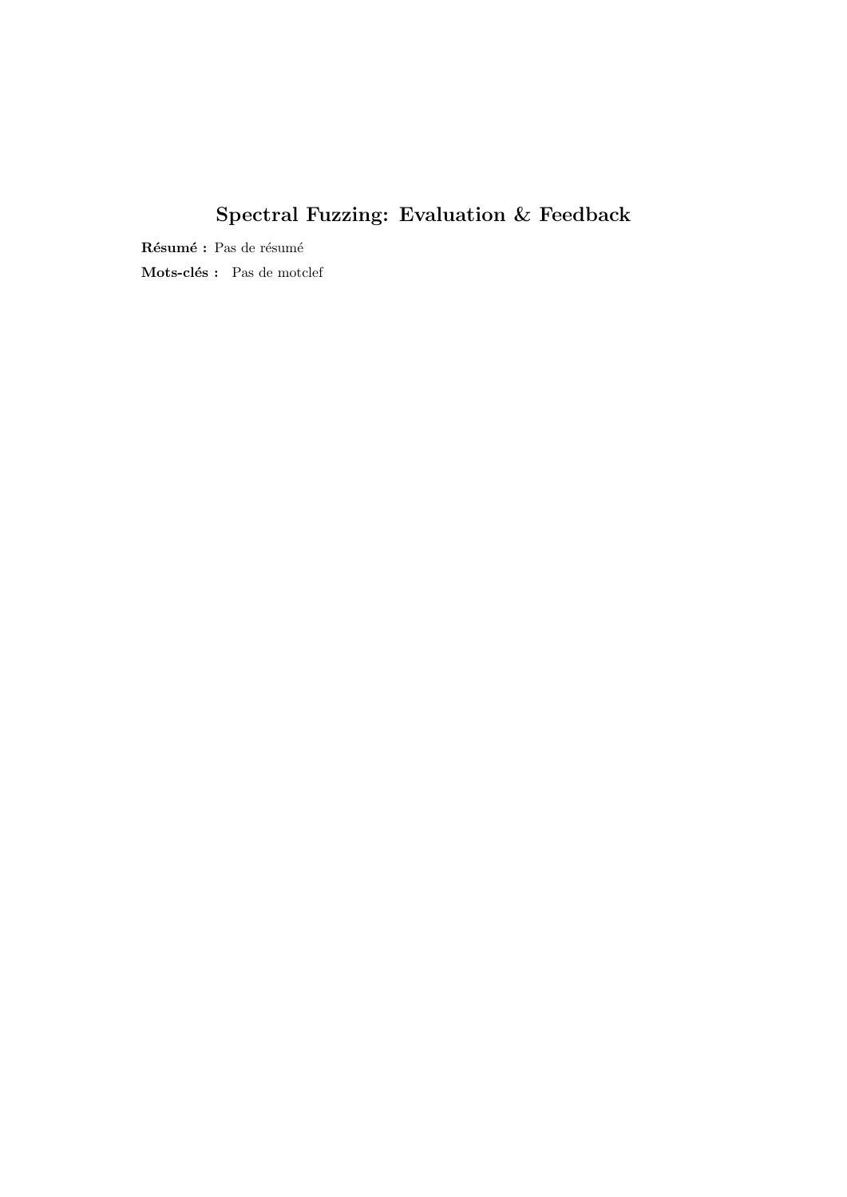## Spectral Fuzzing: Evaluation & Feedback

**Résumé :** Pas de résumé

**Mots-clés :** Pas de motclef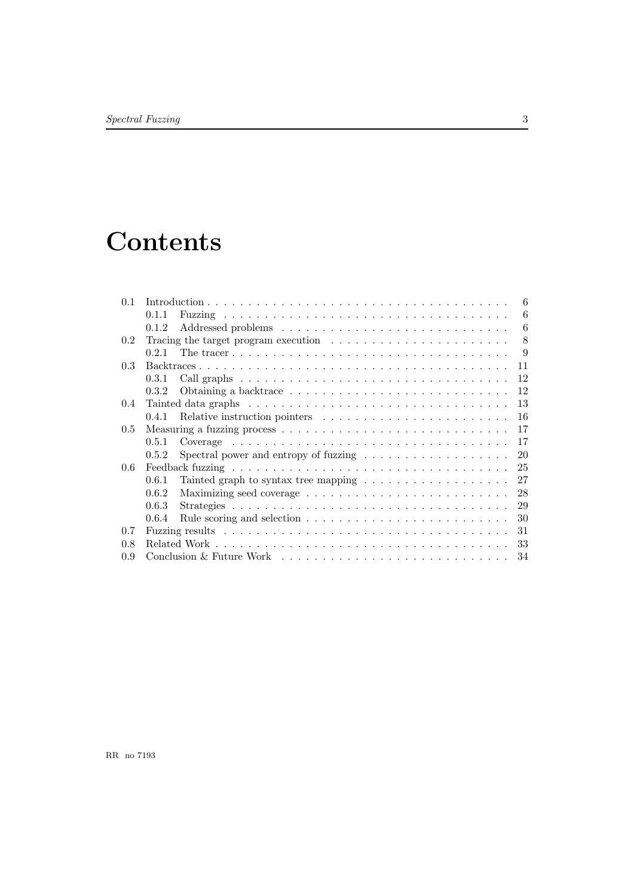# Contents

- 0.1 Introduction . . . . . 6
  - 0.1.1 Fuzzing . . . . . 6
  - 0.1.2 Addressed problems . . . . . 6
- 0.2 Tracing the target program execution . . . . . 8
  - 0.2.1 The tracer . . . . . 9
- 0.3 Backtraces . . . . . 11
  - 0.3.1 Call graphs . . . . . 12
  - 0.3.2 Obtaining a backtrace . . . . . 12
- 0.4 Tainted data graphs . . . . . 13
  - 0.4.1 Relative instruction pointers . . . . . 16
- 0.5 Measuring a fuzzing process . . . . . 17
  - 0.5.1 Coverage . . . . . 17
  - 0.5.2 Spectral power and entropy of fuzzing . . . . . 20
- 0.6 Feedback fuzzing . . . . . 25
  - 0.6.1 Tainted graph to syntax tree mapping . . . . . 27
  - 0.6.2 Maximizing seed coverage . . . . . 28
  - 0.6.3 Strategies . . . . . 29
  - 0.6.4 Rule scoring and selection . . . . . 30
- 0.7 Fuzzing results . . . . . 31
- 0.8 Related Work . . . . . 33
- 0.9 Conclusion & Future Work . . . . . 34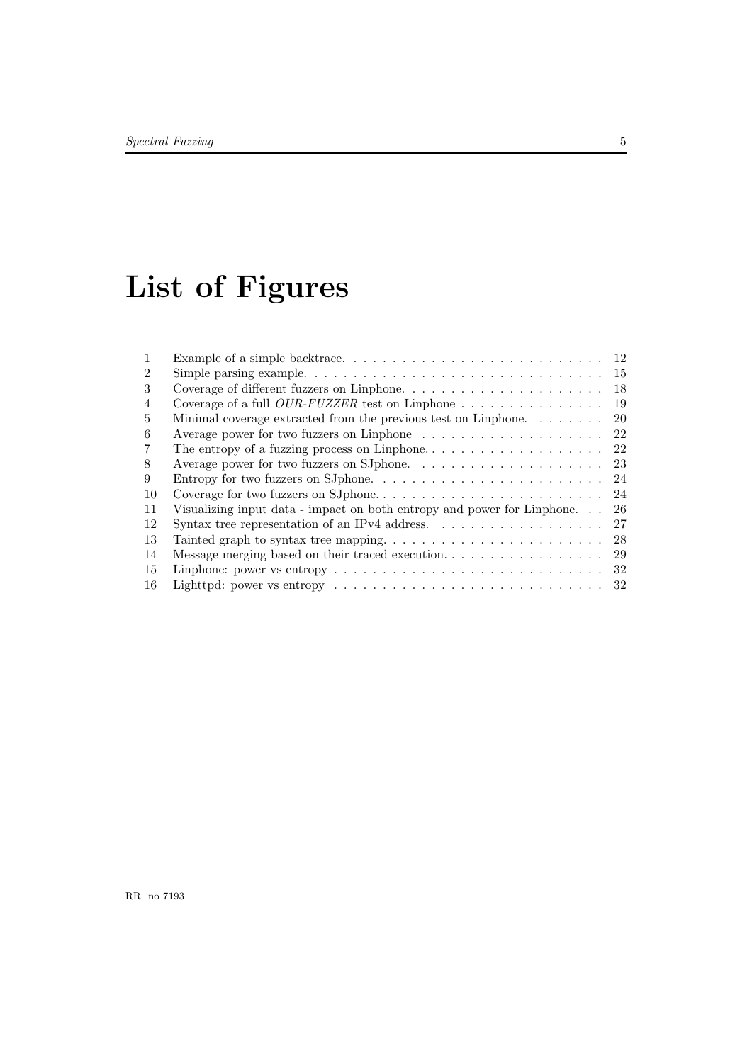# List of Figures

| | | |
|---|---|---|
| 1 | Example of a simple backtrace. | 12 |
| 2 | Simple parsing example. | 15 |
| 3 | Coverage of different fuzzers on Linphone. | 18 |
| 4 | Coverage of a full *OUR-FUZZER* test on Linphone | 19 |
| 5 | Minimal coverage extracted from the previous test on Linphone. | 20 |
| 6 | Average power for two fuzzers on Linphone | 22 |
| 7 | The entropy of a fuzzing process on Linphone. | 22 |
| 8 | Average power for two fuzzers on SJphone. | 23 |
| 9 | Entropy for two fuzzers on SJphone. | 24 |
| 10 | Coverage for two fuzzers on SJphone. | 24 |
| 11 | Visualizing input data - impact on both entropy and power for Linphone. | 26 |
| 12 | Syntax tree representation of an IPv4 address. | 27 |
| 13 | Tainted graph to syntax tree mapping. | 28 |
| 14 | Message merging based on their traced execution. | 29 |
| 15 | Linphone: power vs entropy | 32 |
| 16 | Lighttpd: power vs entropy | 32 |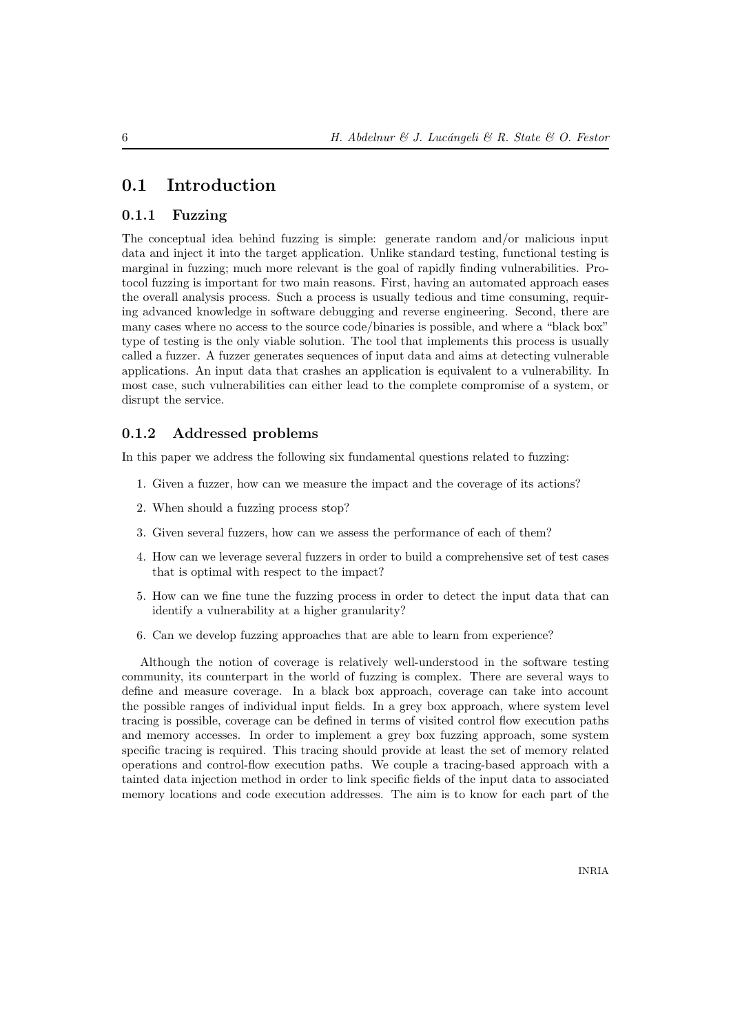## 0.1 Introduction

### 0.1.1 Fuzzing

The conceptual idea behind fuzzing is simple: generate random and/or malicious input data and inject it into the target application. Unlike standard testing, functional testing is marginal in fuzzing; much more relevant is the goal of rapidly finding vulnerabilities. Protocol fuzzing is important for two main reasons. First, having an automated approach eases the overall analysis process. Such a process is usually tedious and time consuming, requiring advanced knowledge in software debugging and reverse engineering. Second, there are many cases where no access to the source code/binaries is possible, and where a "black box" type of testing is the only viable solution. The tool that implements this process is usually called a fuzzer. A fuzzer generates sequences of input data and aims at detecting vulnerable applications. An input data that crashes an application is equivalent to a vulnerability. In most case, such vulnerabilities can either lead to the complete compromise of a system, or disrupt the service.

### 0.1.2 Addressed problems

In this paper we address the following six fundamental questions related to fuzzing:

1. Given a fuzzer, how can we measure the impact and the coverage of its actions?
2. When should a fuzzing process stop?
3. Given several fuzzers, how can we assess the performance of each of them?
4. How can we leverage several fuzzers in order to build a comprehensive set of test cases that is optimal with respect to the impact?
5. How can we fine tune the fuzzing process in order to detect the input data that can identify a vulnerability at a higher granularity?
6. Can we develop fuzzing approaches that are able to learn from experience?

Although the notion of coverage is relatively well-understood in the software testing community, its counterpart in the world of fuzzing is complex. There are several ways to define and measure coverage. In a black box approach, coverage can take into account the possible ranges of individual input fields. In a grey box approach, where system level tracing is possible, coverage can be defined in terms of visited control flow execution paths and memory accesses. In order to implement a grey box fuzzing approach, some system specific tracing is required. This tracing should provide at least the set of memory related operations and control-flow execution paths. We couple a tracing-based approach with a tainted data injection method in order to link specific fields of the input data to associated memory locations and code execution addresses. The aim is to know for each part of the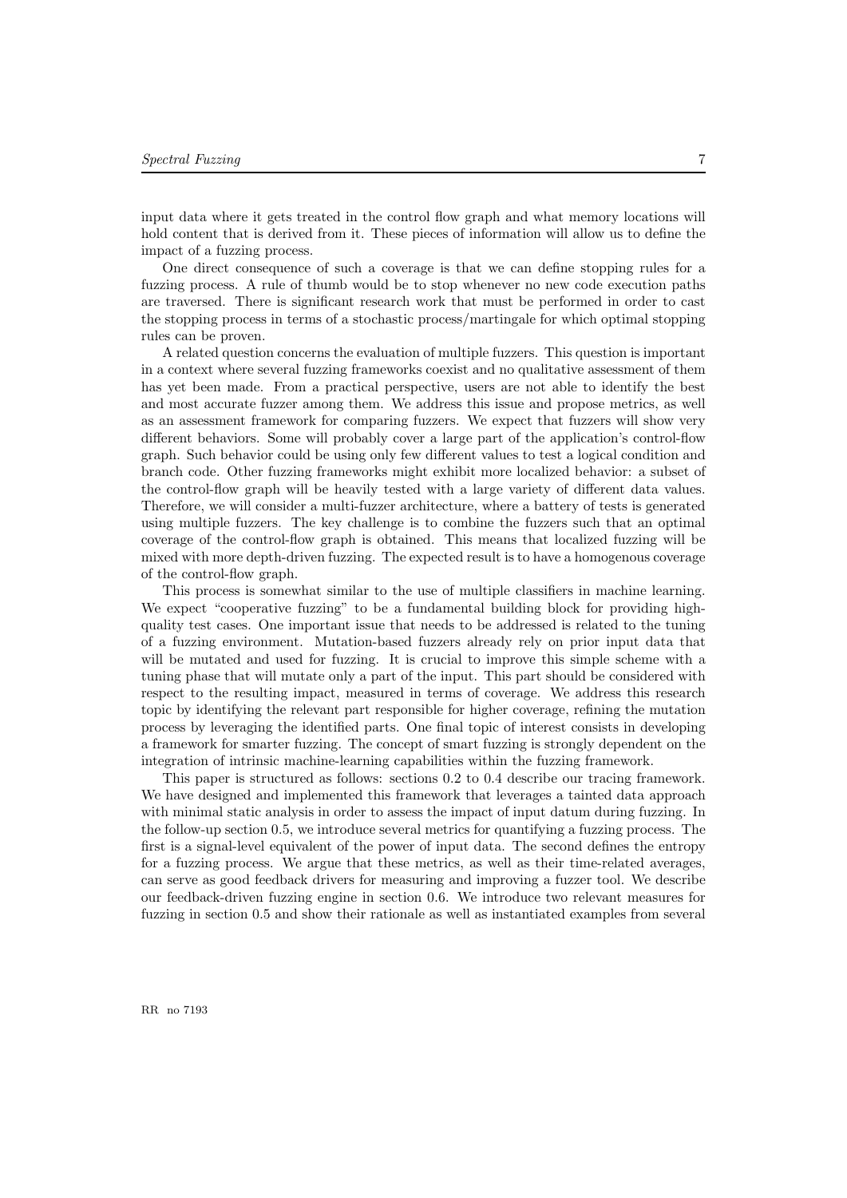input data where it gets treated in the control flow graph and what memory locations will hold content that is derived from it. These pieces of information will allow us to define the impact of a fuzzing process.

One direct consequence of such a coverage is that we can define stopping rules for a fuzzing process. A rule of thumb would be to stop whenever no new code execution paths are traversed. There is significant research work that must be performed in order to cast the stopping process in terms of a stochastic process/martingale for which optimal stopping rules can be proven.

A related question concerns the evaluation of multiple fuzzers. This question is important in a context where several fuzzing frameworks coexist and no qualitative assessment of them has yet been made. From a practical perspective, users are not able to identify the best and most accurate fuzzer among them. We address this issue and propose metrics, as well as an assessment framework for comparing fuzzers. We expect that fuzzers will show very different behaviors. Some will probably cover a large part of the application's control-flow graph. Such behavior could be using only few different values to test a logical condition and branch code. Other fuzzing frameworks might exhibit more localized behavior: a subset of the control-flow graph will be heavily tested with a large variety of different data values. Therefore, we will consider a multi-fuzzer architecture, where a battery of tests is generated using multiple fuzzers. The key challenge is to combine the fuzzers such that an optimal coverage of the control-flow graph is obtained. This means that localized fuzzing will be mixed with more depth-driven fuzzing. The expected result is to have a homogenous coverage of the control-flow graph.

This process is somewhat similar to the use of multiple classifiers in machine learning. We expect "cooperative fuzzing" to be a fundamental building block for providing high-quality test cases. One important issue that needs to be addressed is related to the tuning of a fuzzing environment. Mutation-based fuzzers already rely on prior input data that will be mutated and used for fuzzing. It is crucial to improve this simple scheme with a tuning phase that will mutate only a part of the input. This part should be considered with respect to the resulting impact, measured in terms of coverage. We address this research topic by identifying the relevant part responsible for higher coverage, refining the mutation process by leveraging the identified parts. One final topic of interest consists in developing a framework for smarter fuzzing. The concept of smart fuzzing is strongly dependent on the integration of intrinsic machine-learning capabilities within the fuzzing framework.

This paper is structured as follows: sections 0.2 to 0.4 describe our tracing framework. We have designed and implemented this framework that leverages a tainted data approach with minimal static analysis in order to assess the impact of input datum during fuzzing. In the follow-up section 0.5, we introduce several metrics for quantifying a fuzzing process. The first is a signal-level equivalent of the power of input data. The second defines the entropy for a fuzzing process. We argue that these metrics, as well as their time-related averages, can serve as good feedback drivers for measuring and improving a fuzzer tool. We describe our feedback-driven fuzzing engine in section 0.6. We introduce two relevant measures for fuzzing in section 0.5 and show their rationale as well as instantiated examples from several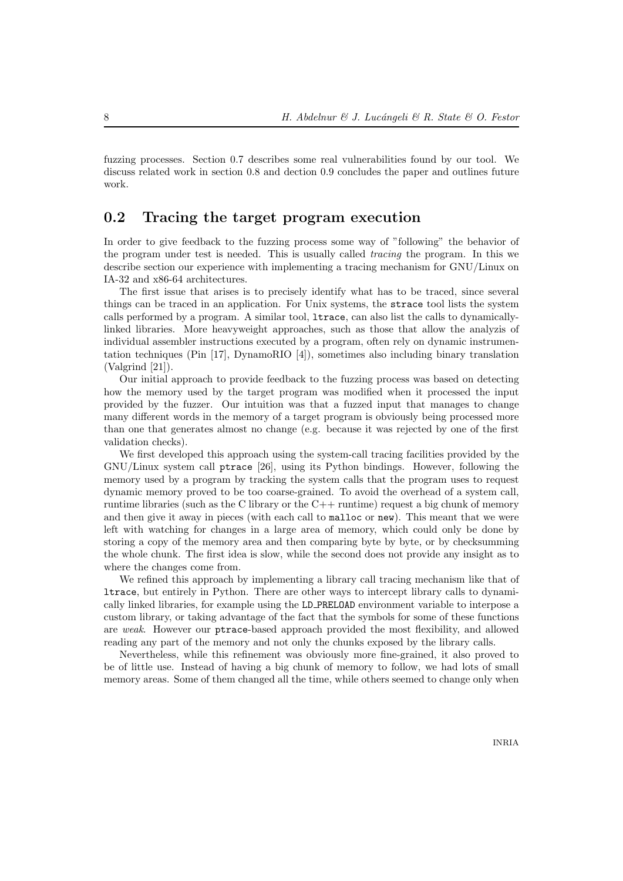fuzzing processes. Section 0.7 describes some real vulnerabilities found by our tool. We discuss related work in section 0.8 and dection 0.9 concludes the paper and outlines future work.

## 0.2 Tracing the target program execution

In order to give feedback to the fuzzing process some way of "following" the behavior of the program under test is needed. This is usually called *tracing* the program. In this we describe section our experience with implementing a tracing mechanism for GNU/Linux on IA-32 and x86-64 architectures.

The first issue that arises is to precisely identify what has to be traced, since several things can be traced in an application. For Unix systems, the `strace` tool lists the system calls performed by a program. A similar tool, `ltrace`, can also list the calls to dynamically-linked libraries. More heavyweight approaches, such as those that allow the analyzis of individual assembler instructions executed by a program, often rely on dynamic instrumentation techniques (Pin [17], DynamoRIO [4]), sometimes also including binary translation (Valgrind [21]).

Our initial approach to provide feedback to the fuzzing process was based on detecting how the memory used by the target program was modified when it processed the input provided by the fuzzer. Our intuition was that a fuzzed input that manages to change many different words in the memory of a target program is obviously being processed more than one that generates almost no change (e.g. because it was rejected by one of the first validation checks).

We first developed this approach using the system-call tracing facilities provided by the GNU/Linux system call `ptrace` [26], using its Python bindings. However, following the memory used by a program by tracking the system calls that the program uses to request dynamic memory proved to be too coarse-grained. To avoid the overhead of a system call, runtime libraries (such as the C library or the C++ runtime) request a big chunk of memory and then give it away in pieces (with each call to `malloc` or `new`). This meant that we were left with watching for changes in a large area of memory, which could only be done by storing a copy of the memory area and then comparing byte by byte, or by checksumming the whole chunk. The first idea is slow, while the second does not provide any insight as to where the changes come from.

We refined this approach by implementing a library call tracing mechanism like that of `ltrace`, but entirely in Python. There are other ways to intercept library calls to dynamically linked libraries, for example using the `LD_PRELOAD` environment variable to interpose a custom library, or taking advantage of the fact that the symbols for some of these functions are *weak*. However our `ptrace`-based approach provided the most flexibility, and allowed reading any part of the memory and not only the chunks exposed by the library calls.

Nevertheless, while this refinement was obviously more fine-grained, it also proved to be of little use. Instead of having a big chunk of memory to follow, we had lots of small memory areas. Some of them changed all the time, while others seemed to change only when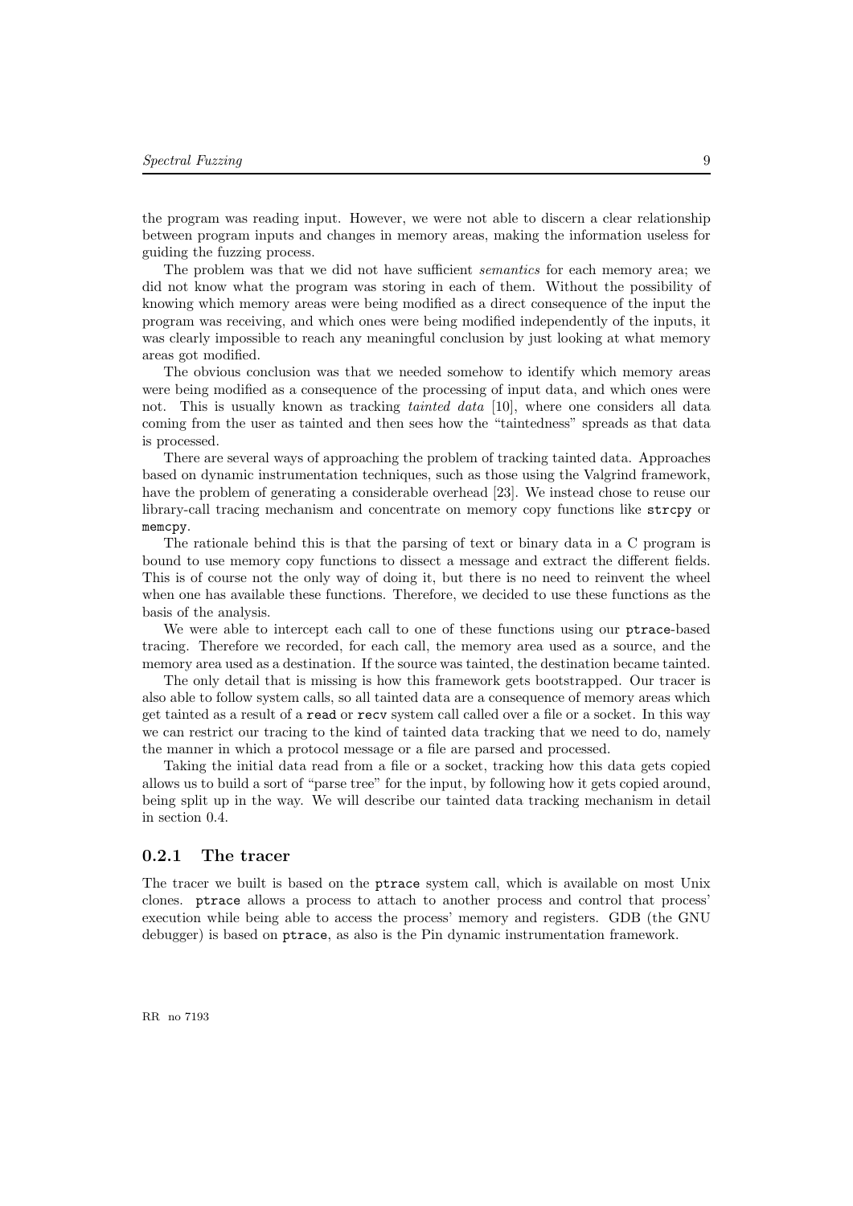the program was reading input. However, we were not able to discern a clear relationship between program inputs and changes in memory areas, making the information useless for guiding the fuzzing process.

The problem was that we did not have sufficient *semantics* for each memory area; we did not know what the program was storing in each of them. Without the possibility of knowing which memory areas were being modified as a direct consequence of the input the program was receiving, and which ones were being modified independently of the inputs, it was clearly impossible to reach any meaningful conclusion by just looking at what memory areas got modified.

The obvious conclusion was that we needed somehow to identify which memory areas were being modified as a consequence of the processing of input data, and which ones were not. This is usually known as tracking *tainted data* [10], where one considers all data coming from the user as tainted and then sees how the "taintedness" spreads as that data is processed.

There are several ways of approaching the problem of tracking tainted data. Approaches based on dynamic instrumentation techniques, such as those using the Valgrind framework, have the problem of generating a considerable overhead [23]. We instead chose to reuse our library-call tracing mechanism and concentrate on memory copy functions like `strcpy` or `memcpy`.

The rationale behind this is that the parsing of text or binary data in a C program is bound to use memory copy functions to dissect a message and extract the different fields. This is of course not the only way of doing it, but there is no need to reinvent the wheel when one has available these functions. Therefore, we decided to use these functions as the basis of the analysis.

We were able to intercept each call to one of these functions using our `ptrace`-based tracing. Therefore we recorded, for each call, the memory area used as a source, and the memory area used as a destination. If the source was tainted, the destination became tainted.

The only detail that is missing is how this framework gets bootstrapped. Our tracer is also able to follow system calls, so all tainted data are a consequence of memory areas which get tainted as a result of a `read` or `recv` system call called over a file or a socket. In this way we can restrict our tracing to the kind of tainted data tracking that we need to do, namely the manner in which a protocol message or a file are parsed and processed.

Taking the initial data read from a file or a socket, tracking how this data gets copied allows us to build a sort of "parse tree" for the input, by following how it gets copied around, being split up in the way. We will describe our tainted data tracking mechanism in detail in section 0.4.

### 0.2.1 The tracer

The tracer we built is based on the `ptrace` system call, which is available on most Unix clones. `ptrace` allows a process to attach to another process and control that process' execution while being able to access the process' memory and registers. GDB (the GNU debugger) is based on `ptrace`, as also is the Pin dynamic instrumentation framework.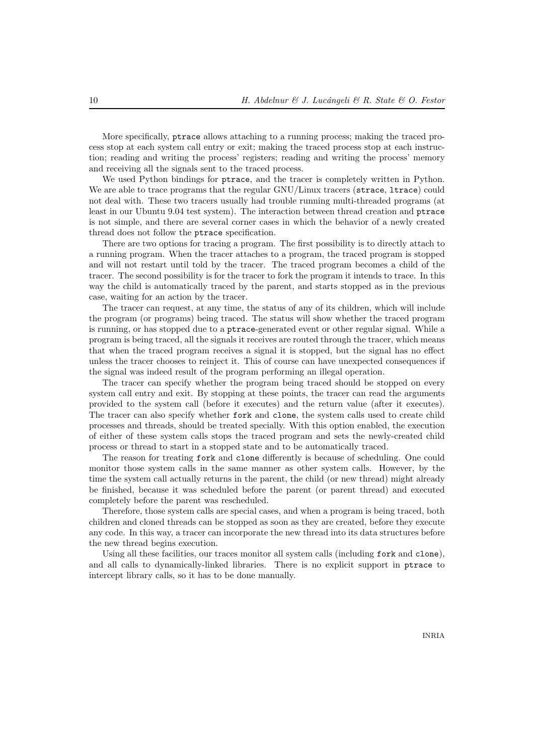More specifically, `ptrace` allows attaching to a running process; making the traced process stop at each system call entry or exit; making the traced process stop at each instruction; reading and writing the process' registers; reading and writing the process' memory and receiving all the signals sent to the traced process.

We used Python bindings for `ptrace`, and the tracer is completely written in Python. We are able to trace programs that the regular GNU/Linux tracers (`strace`, `ltrace`) could not deal with. These two tracers usually had trouble running multi-threaded programs (at least in our Ubuntu 9.04 test system). The interaction between thread creation and `ptrace` is not simple, and there are several corner cases in which the behavior of a newly created thread does not follow the `ptrace` specification.

There are two options for tracing a program. The first possibility is to directly attach to a running program. When the tracer attaches to a program, the traced program is stopped and will not restart until told by the tracer. The traced program becomes a child of the tracer. The second possibility is for the tracer to fork the program it intends to trace. In this way the child is automatically traced by the parent, and starts stopped as in the previous case, waiting for an action by the tracer.

The tracer can request, at any time, the status of any of its children, which will include the program (or programs) being traced. The status will show whether the traced program is running, or has stopped due to a `ptrace`-generated event or other regular signal. While a program is being traced, all the signals it receives are routed through the tracer, which means that when the traced program receives a signal it is stopped, but the signal has no effect unless the tracer chooses to reinject it. This of course can have unexpected consequences if the signal was indeed result of the program performing an illegal operation.

The tracer can specify whether the program being traced should be stopped on every system call entry and exit. By stopping at these points, the tracer can read the arguments provided to the system call (before it executes) and the return value (after it executes). The tracer can also specify whether `fork` and `clone`, the system calls used to create child processes and threads, should be treated specially. With this option enabled, the execution of either of these system calls stops the traced program and sets the newly-created child process or thread to start in a stopped state and to be automatically traced.

The reason for treating `fork` and `clone` differently is because of scheduling. One could monitor those system calls in the same manner as other system calls. However, by the time the system call actually returns in the parent, the child (or new thread) might already be finished, because it was scheduled before the parent (or parent thread) and executed completely before the parent was rescheduled.

Therefore, those system calls are special cases, and when a program is being traced, both children and cloned threads can be stopped as soon as they are created, before they execute any code. In this way, a tracer can incorporate the new thread into its data structures before the new thread begins execution.

Using all these facilities, our traces monitor all system calls (including `fork` and `clone`), and all calls to dynamically-linked libraries. There is no explicit support in `ptrace` to intercept library calls, so it has to be done manually.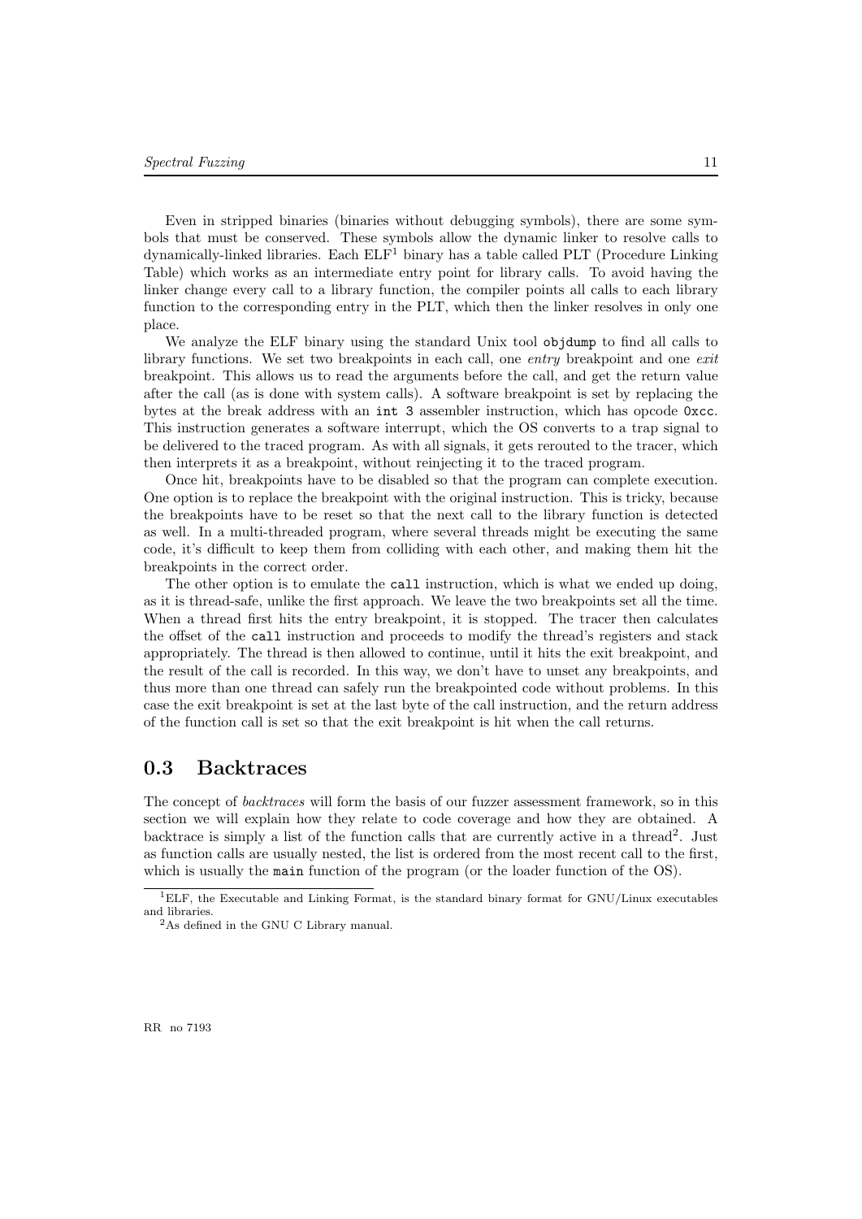Even in stripped binaries (binaries without debugging symbols), there are some symbols that must be conserved. These symbols allow the dynamic linker to resolve calls to dynamically-linked libraries. Each ELF[1] binary has a table called PLT (Procedure Linking Table) which works as an intermediate entry point for library calls. To avoid having the linker change every call to a library function, the compiler points all calls to each library function to the corresponding entry in the PLT, which then the linker resolves in only one place.

We analyze the ELF binary using the standard Unix tool `objdump` to find all calls to library functions. We set two breakpoints in each call, one *entry* breakpoint and one *exit* breakpoint. This allows us to read the arguments before the call, and get the return value after the call (as is done with system calls). A software breakpoint is set by replacing the bytes at the break address with an `int 3` assembler instruction, which has opcode `0xcc`. This instruction generates a software interrupt, which the OS converts to a trap signal to be delivered to the traced program. As with all signals, it gets rerouted to the tracer, which then interprets it as a breakpoint, without reinjecting it to the traced program.

Once hit, breakpoints have to be disabled so that the program can complete execution. One option is to replace the breakpoint with the original instruction. This is tricky, because the breakpoints have to be reset so that the next call to the library function is detected as well. In a multi-threaded program, where several threads might be executing the same code, it's difficult to keep them from colliding with each other, and making them hit the breakpoints in the correct order.

The other option is to emulate the `call` instruction, which is what we ended up doing, as it is thread-safe, unlike the first approach. We leave the two breakpoints set all the time. When a thread first hits the entry breakpoint, it is stopped. The tracer then calculates the offset of the `call` instruction and proceeds to modify the thread's registers and stack appropriately. The thread is then allowed to continue, until it hits the exit breakpoint, and the result of the call is recorded. In this way, we don't have to unset any breakpoints, and thus more than one thread can safely run the breakpointed code without problems. In this case the exit breakpoint is set at the last byte of the call instruction, and the return address of the function call is set so that the exit breakpoint is hit when the call returns.

## 0.3 Backtraces

The concept of *backtraces* will form the basis of our fuzzer assessment framework, so in this section we will explain how they relate to code coverage and how they are obtained. A backtrace is simply a list of the function calls that are currently active in a thread[2]. Just as function calls are usually nested, the list is ordered from the most recent call to the first, which is usually the `main` function of the program (or the loader function of the OS).

---

[1] ELF, the Executable and Linking Format, is the standard binary format for GNU/Linux executables and libraries.

[2] As defined in the GNU C Library manual.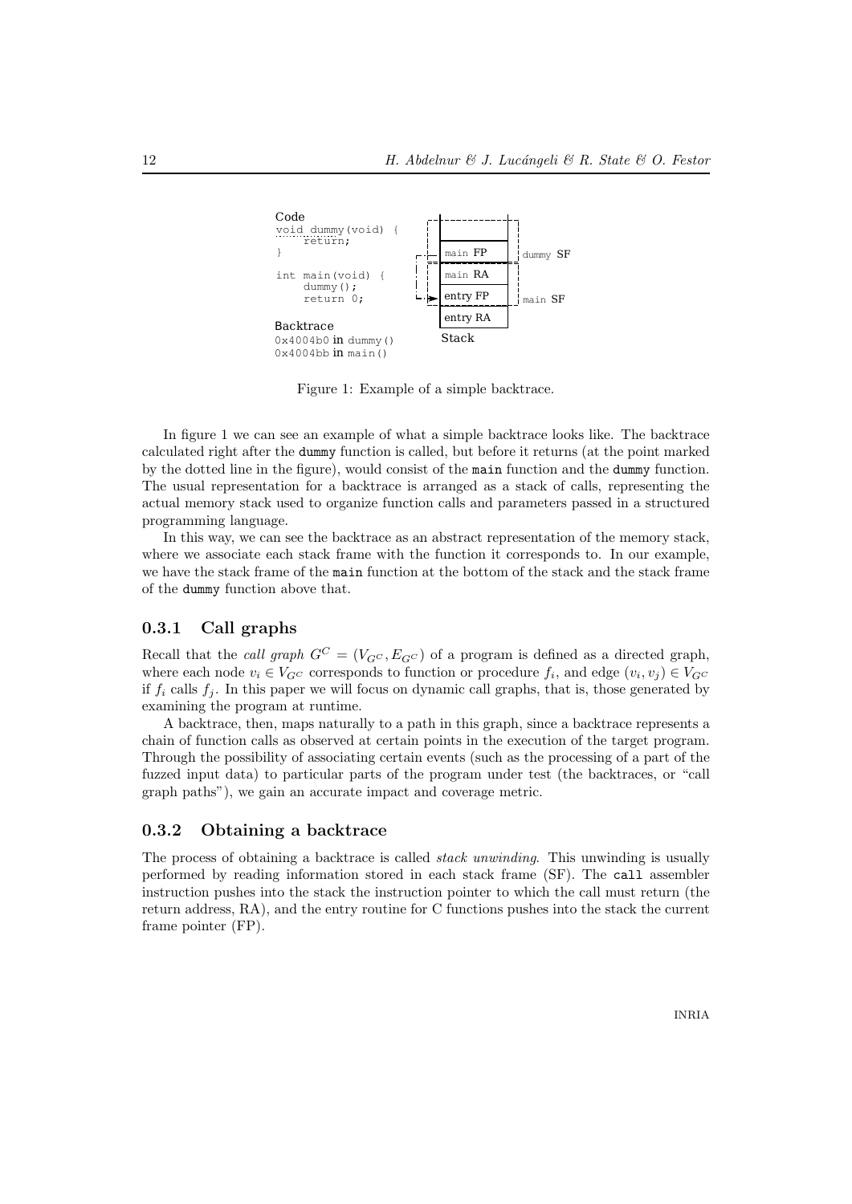Code

```
void dummy(void) {
    return;
}

int main(void) {
    dummy();
    return 0;
}
```

Backtrace

```
0x4004b0 in dummy()
0x4004bb in main()
```

| Stack | |
|---|---|
| | |
| main FP | dummy SF |
| main RA | |
| entry FP | main SF |
| entry RA | |

Figure 1: Example of a simple backtrace.

In figure 1 we can see an example of what a simple backtrace looks like. The backtrace calculated right after the `dummy` function is called, but before it returns (at the point marked by the dotted line in the figure), would consist of the `main` function and the `dummy` function. The usual representation for a backtrace is arranged as a stack of calls, representing the actual memory stack used to organize function calls and parameters passed in a structured programming language.

In this way, we can see the backtrace as an abstract representation of the memory stack, where we associate each stack frame with the function it corresponds to. In our example, we have the stack frame of the `main` function at the bottom of the stack and the stack frame of the `dummy` function above that.

### 0.3.1 Call graphs

Recall that the *call graph* $G^C = (V_{G^C}, E_{G^C})$ of a program is defined as a directed graph, where each node $v_i \in V_{G^C}$ corresponds to function or procedure $f_i$, and edge $(v_i, v_j) \in V_{G^C}$ if $f_i$ calls $f_j$. In this paper we will focus on dynamic call graphs, that is, those generated by examining the program at runtime.

A backtrace, then, maps naturally to a path in this graph, since a backtrace represents a chain of function calls as observed at certain points in the execution of the target program. Through the possibility of associating certain events (such as the processing of a part of the fuzzed input data) to particular parts of the program under test (the backtraces, or "call graph paths"), we gain an accurate impact and coverage metric.

### 0.3.2 Obtaining a backtrace

The process of obtaining a backtrace is called *stack unwinding*. This unwinding is usually performed by reading information stored in each stack frame (SF). The `call` assembler instruction pushes into the stack the instruction pointer to which the call must return (the return address, RA), and the entry routine for C functions pushes into the stack the current frame pointer (FP).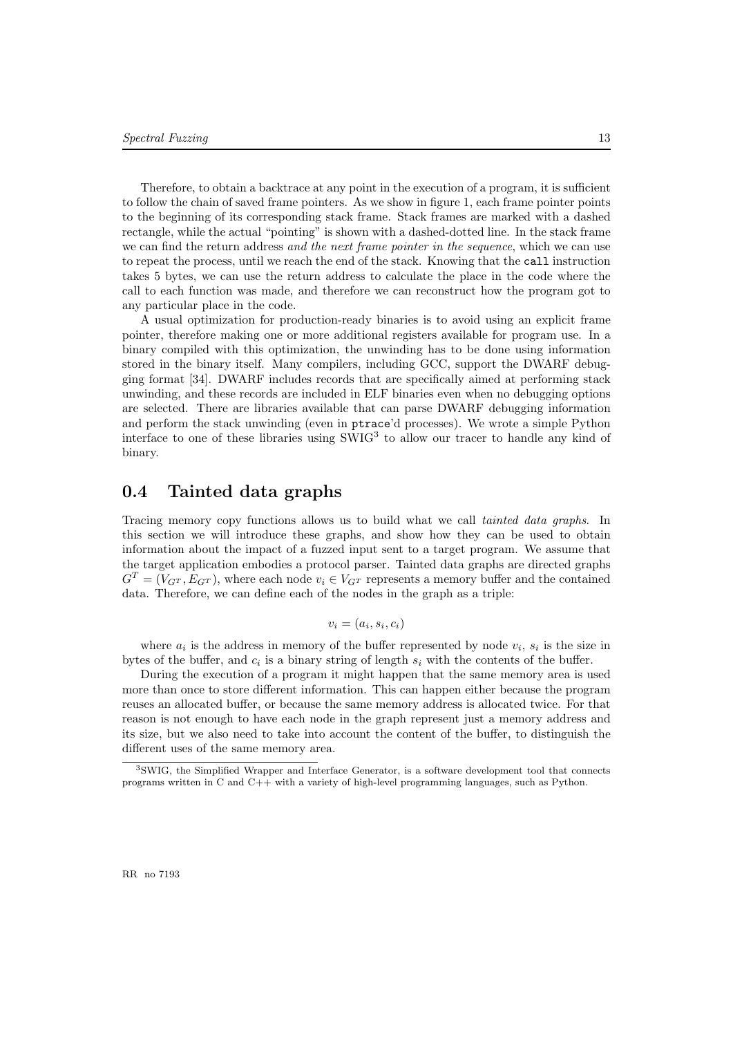Therefore, to obtain a backtrace at any point in the execution of a program, it is sufficient to follow the chain of saved frame pointers. As we show in figure 1, each frame pointer points to the beginning of its corresponding stack frame. Stack frames are marked with a dashed rectangle, while the actual "pointing" is shown with a dashed-dotted line. In the stack frame we can find the return address *and the next frame pointer in the sequence*, which we can use to repeat the process, until we reach the end of the stack. Knowing that the `call` instruction takes 5 bytes, we can use the return address to calculate the place in the code where the call to each function was made, and therefore we can reconstruct how the program got to any particular place in the code.

A usual optimization for production-ready binaries is to avoid using an explicit frame pointer, therefore making one or more additional registers available for program use. In a binary compiled with this optimization, the unwinding has to be done using information stored in the binary itself. Many compilers, including GCC, support the DWARF debugging format [34]. DWARF includes records that are specifically aimed at performing stack unwinding, and these records are included in ELF binaries even when no debugging options are selected. There are libraries available that can parse DWARF debugging information and perform the stack unwinding (even in `ptrace`'d processes). We wrote a simple Python interface to one of these libraries using SWIG[3] to allow our tracer to handle any kind of binary.

## 0.4 Tainted data graphs

Tracing memory copy functions allows us to build what we call *tainted data graphs*. In this section we will introduce these graphs, and show how they can be used to obtain information about the impact of a fuzzed input sent to a target program. We assume that the target application embodies a protocol parser. Tainted data graphs are directed graphs $G^T = (V_{G^T}, E_{G^T})$, where each node $v_i \in V_{G^T}$ represents a memory buffer and the contained data. Therefore, we can define each of the nodes in the graph as a triple:

$$v_i = (a_i, s_i, c_i)$$

where $a_i$ is the address in memory of the buffer represented by node $v_i$, $s_i$ is the size in bytes of the buffer, and $c_i$ is a binary string of length $s_i$ with the contents of the buffer.

During the execution of a program it might happen that the same memory area is used more than once to store different information. This can happen either because the program reuses an allocated buffer, or because the same memory address is allocated twice. For that reason is not enough to have each node in the graph represent just a memory address and its size, but we also need to take into account the content of the buffer, to distinguish the different uses of the same memory area.

[3] SWIG, the Simplified Wrapper and Interface Generator, is a software development tool that connects programs written in C and C++ with a variety of high-level programming languages, such as Python.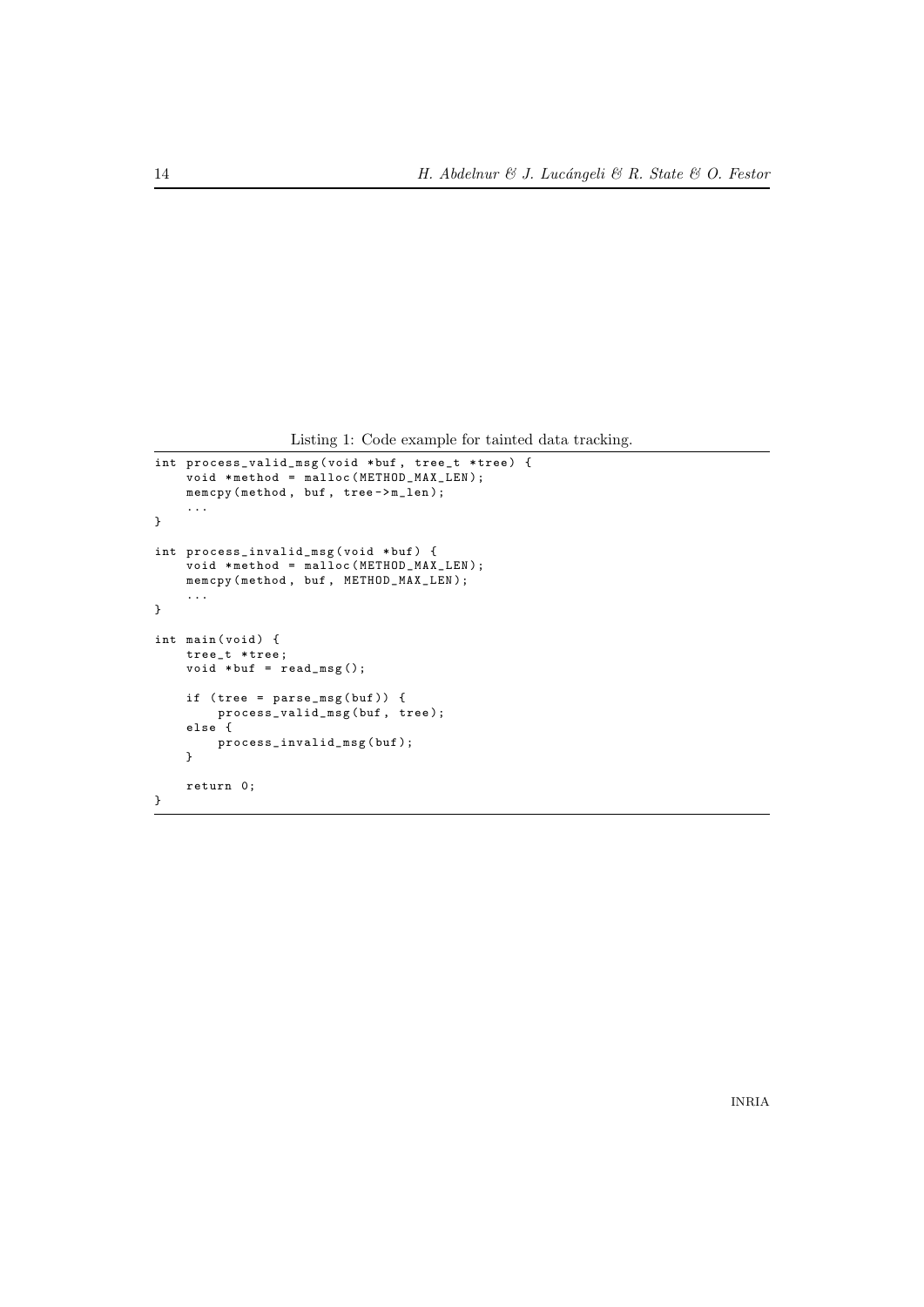Listing 1: Code example for tainted data tracking.

```
int process_valid_msg(void *buf, tree_t *tree) {
    void *method = malloc(METHOD_MAX_LEN);
    memcpy(method, buf, tree->m_len);
    ...
}

int process_invalid_msg(void *buf) {
    void *method = malloc(METHOD_MAX_LEN);
    memcpy(method, buf, METHOD_MAX_LEN);
    ...
}

int main(void) {
    tree_t *tree;
    void *buf = read_msg();

    if (tree = parse_msg(buf)) {
        process_valid_msg(buf, tree);
    else {
        process_invalid_msg(buf);
    }

    return 0;
}
```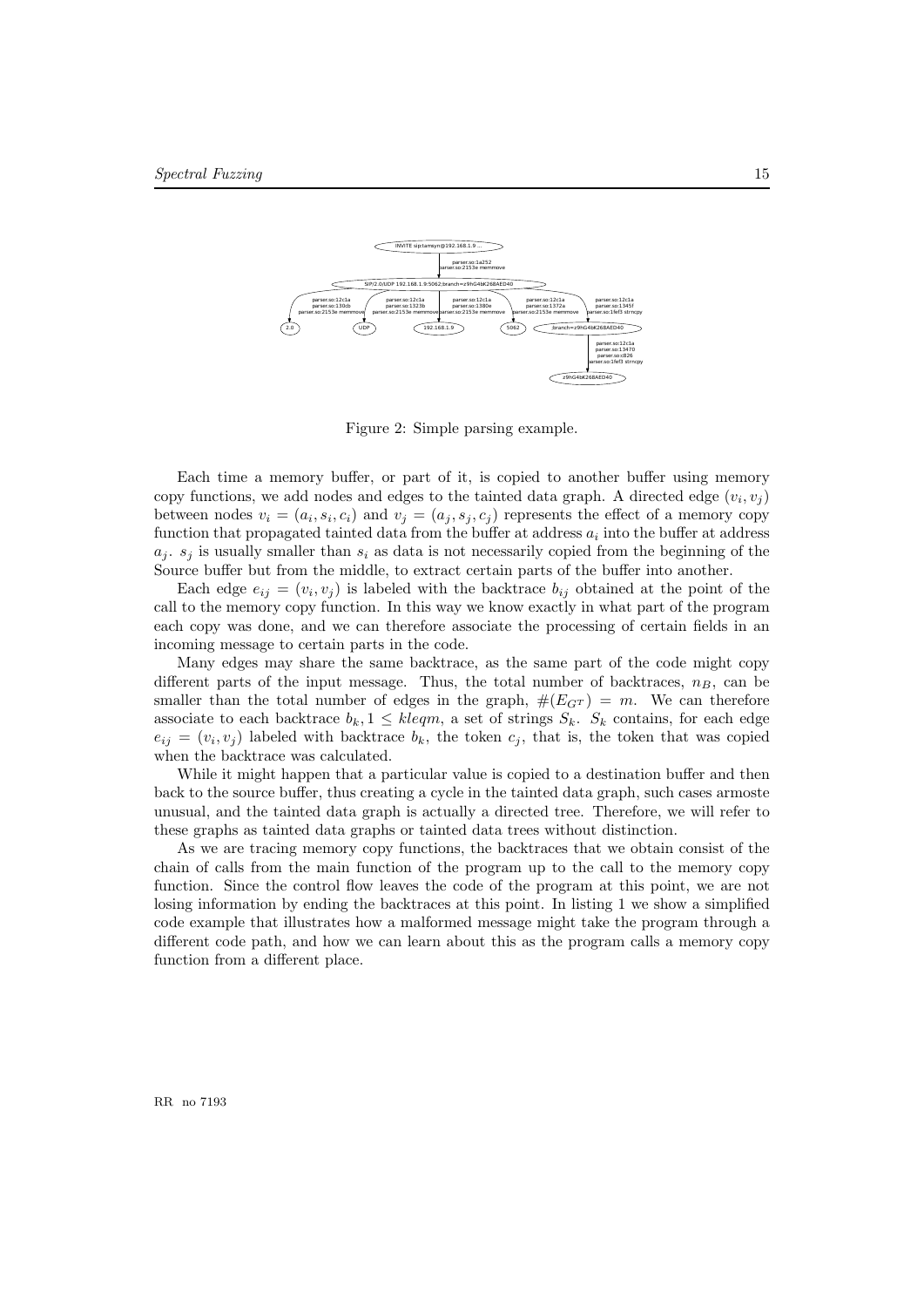Figure 2: Simple parsing example.

Each time a memory buffer, or part of it, is copied to another buffer using memory copy functions, we add nodes and edges to the tainted data graph. A directed edge $(v_i, v_j)$ between nodes $v_i = (a_i, s_i, c_i)$ and $v_j = (a_j, s_j, c_j)$ represents the effect of a memory copy function that propagated tainted data from the buffer at address $a_i$ into the buffer at address $a_j$. $s_j$ is usually smaller than $s_i$ as data is not necessarily copied from the beginning of the Source buffer but from the middle, to extract certain parts of the buffer into another.

Each edge $e_{ij} = (v_i, v_j)$ is labeled with the backtrace $b_{ij}$ obtained at the point of the call to the memory copy function. In this way we know exactly in what part of the program each copy was done, and we can therefore associate the processing of certain fields in an incoming message to certain parts in the code.

Many edges may share the same backtrace, as the same part of the code might copy different parts of the input message. Thus, the total number of backtraces, $n_B$, can be smaller than the total number of edges in the graph, $\#(E_{G^T}) = m$. We can therefore associate to each backtrace $b_k, 1 \leq kleqm$, a set of strings $S_k$. $S_k$ contains, for each edge $e_{ij} = (v_i, v_j)$ labeled with backtrace $b_k$, the token $c_j$, that is, the token that was copied when the backtrace was calculated.

While it might happen that a particular value is copied to a destination buffer and then back to the source buffer, thus creating a cycle in the tainted data graph, such cases armoste unusual, and the tainted data graph is actually a directed tree. Therefore, we will refer to these graphs as tainted data graphs or tainted data trees without distinction.

As we are tracing memory copy functions, the backtraces that we obtain consist of the chain of calls from the main function of the program up to the call to the memory copy function. Since the control flow leaves the code of the program at this point, we are not losing information by ending the backtraces at this point. In listing 1 we show a simplified code example that illustrates how a malformed message might take the program through a different code path, and how we can learn about this as the program calls a memory copy function from a different place.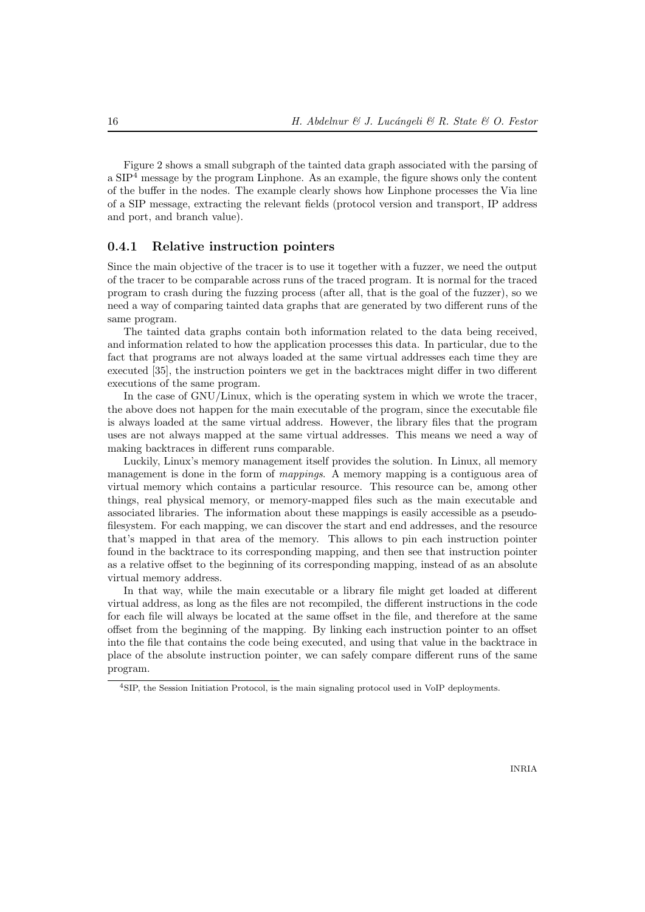Figure 2 shows a small subgraph of the tainted data graph associated with the parsing of a SIP[4] message by the program Linphone. As an example, the figure shows only the content of the buffer in the nodes. The example clearly shows how Linphone processes the Via line of a SIP message, extracting the relevant fields (protocol version and transport, IP address and port, and branch value).

### 0.4.1 Relative instruction pointers

Since the main objective of the tracer is to use it together with a fuzzer, we need the output of the tracer to be comparable across runs of the traced program. It is normal for the traced program to crash during the fuzzing process (after all, that is the goal of the fuzzer), so we need a way of comparing tainted data graphs that are generated by two different runs of the same program.

The tainted data graphs contain both information related to the data being received, and information related to how the application processes this data. In particular, due to the fact that programs are not always loaded at the same virtual addresses each time they are executed [35], the instruction pointers we get in the backtraces might differ in two different executions of the same program.

In the case of GNU/Linux, which is the operating system in which we wrote the tracer, the above does not happen for the main executable of the program, since the executable file is always loaded at the same virtual address. However, the library files that the program uses are not always mapped at the same virtual addresses. This means we need a way of making backtraces in different runs comparable.

Luckily, Linux's memory management itself provides the solution. In Linux, all memory management is done in the form of *mappings*. A memory mapping is a contiguous area of virtual memory which contains a particular resource. This resource can be, among other things, real physical memory, or memory-mapped files such as the main executable and associated libraries. The information about these mappings is easily accessible as a pseudo-filesystem. For each mapping, we can discover the start and end addresses, and the resource that's mapped in that area of the memory. This allows to pin each instruction pointer found in the backtrace to its corresponding mapping, and then see that instruction pointer as a relative offset to the beginning of its corresponding mapping, instead of as an absolute virtual memory address.

In that way, while the main executable or a library file might get loaded at different virtual address, as long as the files are not recompiled, the different instructions in the code for each file will always be located at the same offset in the file, and therefore at the same offset from the beginning of the mapping. By linking each instruction pointer to an offset into the file that contains the code being executed, and using that value in the backtrace in place of the absolute instruction pointer, we can safely compare different runs of the same program.

[4]SIP, the Session Initiation Protocol, is the main signaling protocol used in VoIP deployments.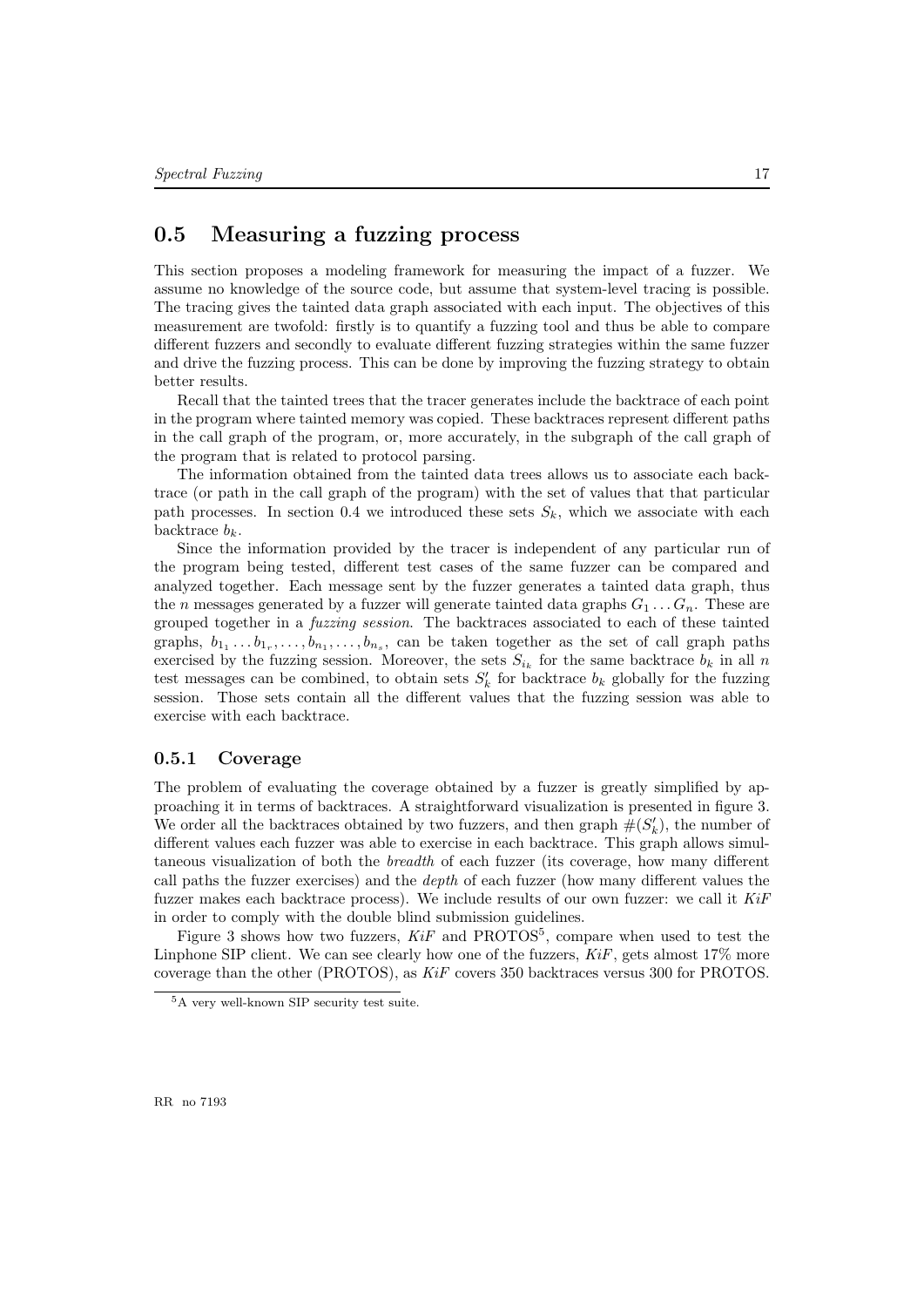## 0.5 Measuring a fuzzing process

This section proposes a modeling framework for measuring the impact of a fuzzer. We assume no knowledge of the source code, but assume that system-level tracing is possible. The tracing gives the tainted data graph associated with each input. The objectives of this measurement are twofold: firstly is to quantify a fuzzing tool and thus be able to compare different fuzzers and secondly to evaluate different fuzzing strategies within the same fuzzer and drive the fuzzing process. This can be done by improving the fuzzing strategy to obtain better results.

Recall that the tainted trees that the tracer generates include the backtrace of each point in the program where tainted memory was copied. These backtraces represent different paths in the call graph of the program, or, more accurately, in the subgraph of the call graph of the program that is related to protocol parsing.

The information obtained from the tainted data trees allows us to associate each backtrace (or path in the call graph of the program) with the set of values that that particular path processes. In section 0.4 we introduced these sets $S_k$, which we associate with each backtrace $b_k$.

Since the information provided by the tracer is independent of any particular run of the program being tested, different test cases of the same fuzzer can be compared and analyzed together. Each message sent by the fuzzer generates a tainted data graph, thus the $n$ messages generated by a fuzzer will generate tainted data graphs $G_1 \ldots G_n$. These are grouped together in a *fuzzing session*. The backtraces associated to each of these tainted graphs, $b_{1_1} \ldots b_{1_r}, \ldots, b_{n_1}, \ldots, b_{n_s}$, can be taken together as the set of call graph paths exercised by the fuzzing session. Moreover, the sets $S_{i_k}$ for the same backtrace $b_k$ in all $n$ test messages can be combined, to obtain sets $S'_k$ for backtrace $b_k$ globally for the fuzzing session. Those sets contain all the different values that the fuzzing session was able to exercise with each backtrace.

### 0.5.1 Coverage

The problem of evaluating the coverage obtained by a fuzzer is greatly simplified by approaching it in terms of backtraces. A straightforward visualization is presented in figure 3. We order all the backtraces obtained by two fuzzers, and then graph $\#(S'_k)$, the number of different values each fuzzer was able to exercise in each backtrace. This graph allows simultaneous visualization of both the *breadth* of each fuzzer (its coverage, how many different call paths the fuzzer exercises) and the *depth* of each fuzzer (how many different values the fuzzer makes each backtrace process). We include results of our own fuzzer: we call it *KiF* in order to comply with the double blind submission guidelines.

Figure 3 shows how two fuzzers, *KiF* and PROTOS[5], compare when used to test the Linphone SIP client. We can see clearly how one of the fuzzers, *KiF*, gets almost 17% more coverage than the other (PROTOS), as *KiF* covers 350 backtraces versus 300 for PROTOS.

[5] A very well-known SIP security test suite.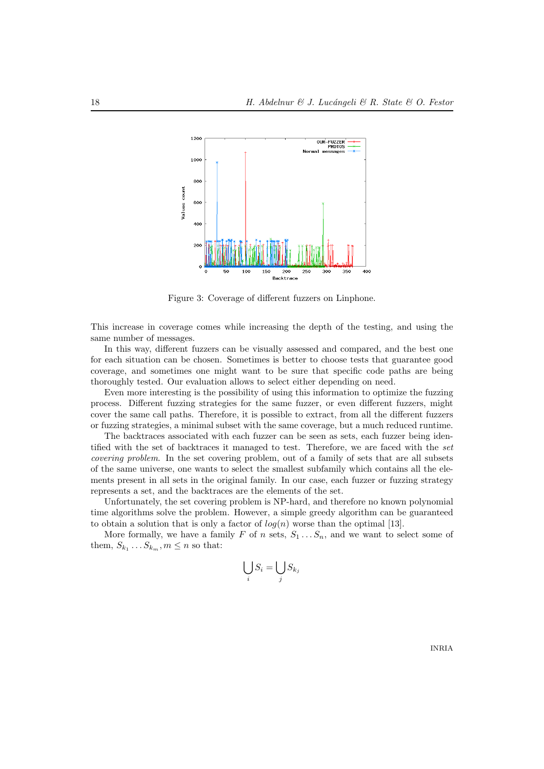Figure 3: Coverage of different fuzzers on Linphone.

This increase in coverage comes while increasing the depth of the testing, and using the same number of messages.

In this way, different fuzzers can be visually assessed and compared, and the best one for each situation can be chosen. Sometimes is better to choose tests that guarantee good coverage, and sometimes one might want to be sure that specific code paths are being thoroughly tested. Our evaluation allows to select either depending on need.

Even more interesting is the possibility of using this information to optimize the fuzzing process. Different fuzzing strategies for the same fuzzer, or even different fuzzers, might cover the same call paths. Therefore, it is possible to extract, from all the different fuzzers or fuzzing strategies, a minimal subset with the same coverage, but a much reduced runtime.

The backtraces associated with each fuzzer can be seen as sets, each fuzzer being identified with the set of backtraces it managed to test. Therefore, we are faced with the *set covering problem*. In the set covering problem, out of a family of sets that are all subsets of the same universe, one wants to select the smallest subfamily which contains all the elements present in all sets in the original family. In our case, each fuzzer or fuzzing strategy represents a set, and the backtraces are the elements of the set.

Unfortunately, the set covering problem is NP-hard, and therefore no known polynomial time algorithms solve the problem. However, a simple greedy algorithm can be guaranteed to obtain a solution that is only a factor of $log(n)$ worse than the optimal [13].

More formally, we have a family $F$ of $n$ sets, $S_1 \ldots S_n$, and we want to select some of them, $S_{k_1} \ldots S_{k_m}, m \leq n$ so that:

$$\bigcup_i S_i = \bigcup_j S_{k_j}$$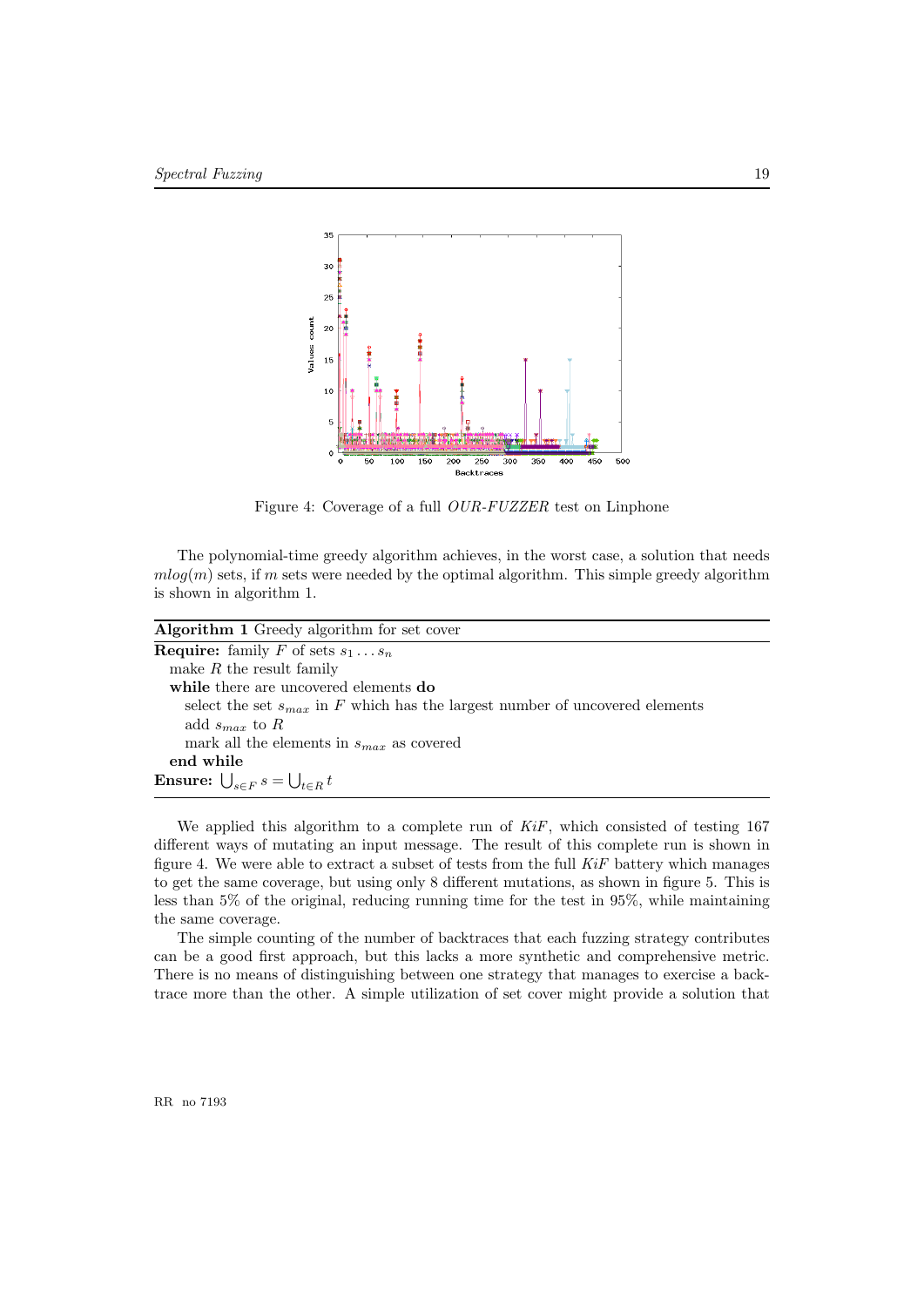Figure 4: Coverage of a full *OUR-FUZZER* test on Linphone

The polynomial-time greedy algorithm achieves, in the worst case, a solution that needs $mlog(m)$ sets, if $m$ sets were needed by the optimal algorithm. This simple greedy algorithm is shown in algorithm 1.

---

**Algorithm 1** Greedy algorithm for set cover

---

**Require:** family $F$ of sets $s_1 \dots s_n$
  make $R$ the result family
  **while** there are uncovered elements **do**
    select the set $s_{max}$ in $F$ which has the largest number of uncovered elements
    add $s_{max}$ to $R$
    mark all the elements in $s_{max}$ as covered
  **end while**
**Ensure:** $\bigcup_{s \in F} s = \bigcup_{t \in R} t$

---

We applied this algorithm to a complete run of *KiF*, which consisted of testing 167 different ways of mutating an input message. The result of this complete run is shown in figure 4. We were able to extract a subset of tests from the full *KiF* battery which manages to get the same coverage, but using only 8 different mutations, as shown in figure 5. This is less than 5% of the original, reducing running time for the test in 95%, while maintaining the same coverage.

The simple counting of the number of backtraces that each fuzzing strategy contributes can be a good first approach, but this lacks a more synthetic and comprehensive metric. There is no means of distinguishing between one strategy that manages to exercise a backtrace more than the other. A simple utilization of set cover might provide a solution that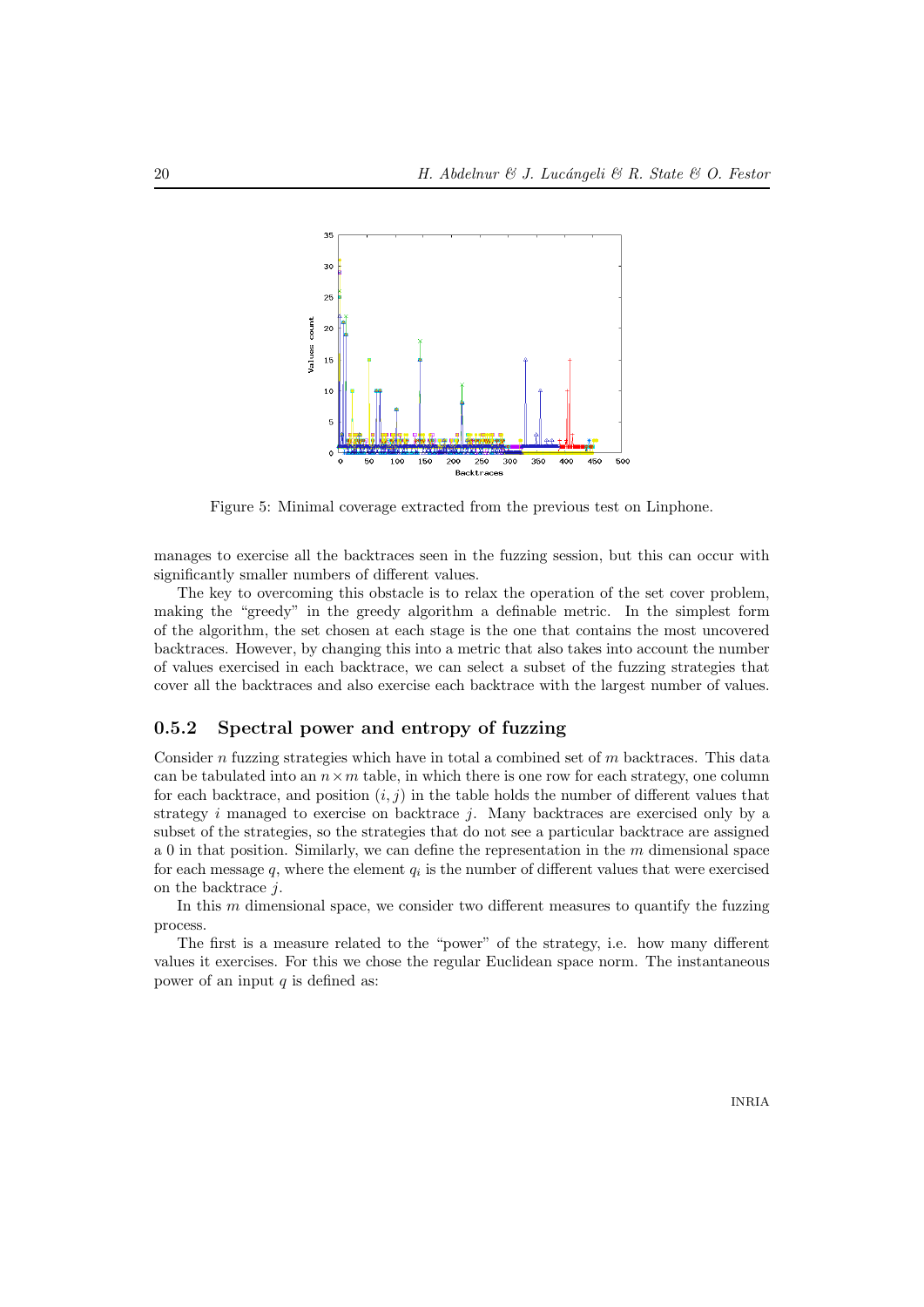Figure 5: Minimal coverage extracted from the previous test on Linphone.

manages to exercise all the backtraces seen in the fuzzing session, but this can occur with significantly smaller numbers of different values.

The key to overcoming this obstacle is to relax the operation of the set cover problem, making the "greedy" in the greedy algorithm a definable metric. In the simplest form of the algorithm, the set chosen at each stage is the one that contains the most uncovered backtraces. However, by changing this into a metric that also takes into account the number of values exercised in each backtrace, we can select a subset of the fuzzing strategies that cover all the backtraces and also exercise each backtrace with the largest number of values.

### 0.5.2 Spectral power and entropy of fuzzing

Consider $n$ fuzzing strategies which have in total a combined set of $m$ backtraces. This data can be tabulated into an $n \times m$ table, in which there is one row for each strategy, one column for each backtrace, and position $(i, j)$ in the table holds the number of different values that strategy $i$ managed to exercise on backtrace $j$. Many backtraces are exercised only by a subset of the strategies, so the strategies that do not see a particular backtrace are assigned a 0 in that position. Similarly, we can define the representation in the $m$ dimensional space for each message $q$, where the element $q_i$ is the number of different values that were exercised on the backtrace $j$.

In this $m$ dimensional space, we consider two different measures to quantify the fuzzing process.

The first is a measure related to the "power" of the strategy, i.e. how many different values it exercises. For this we chose the regular Euclidean space norm. The instantaneous power of an input $q$ is defined as: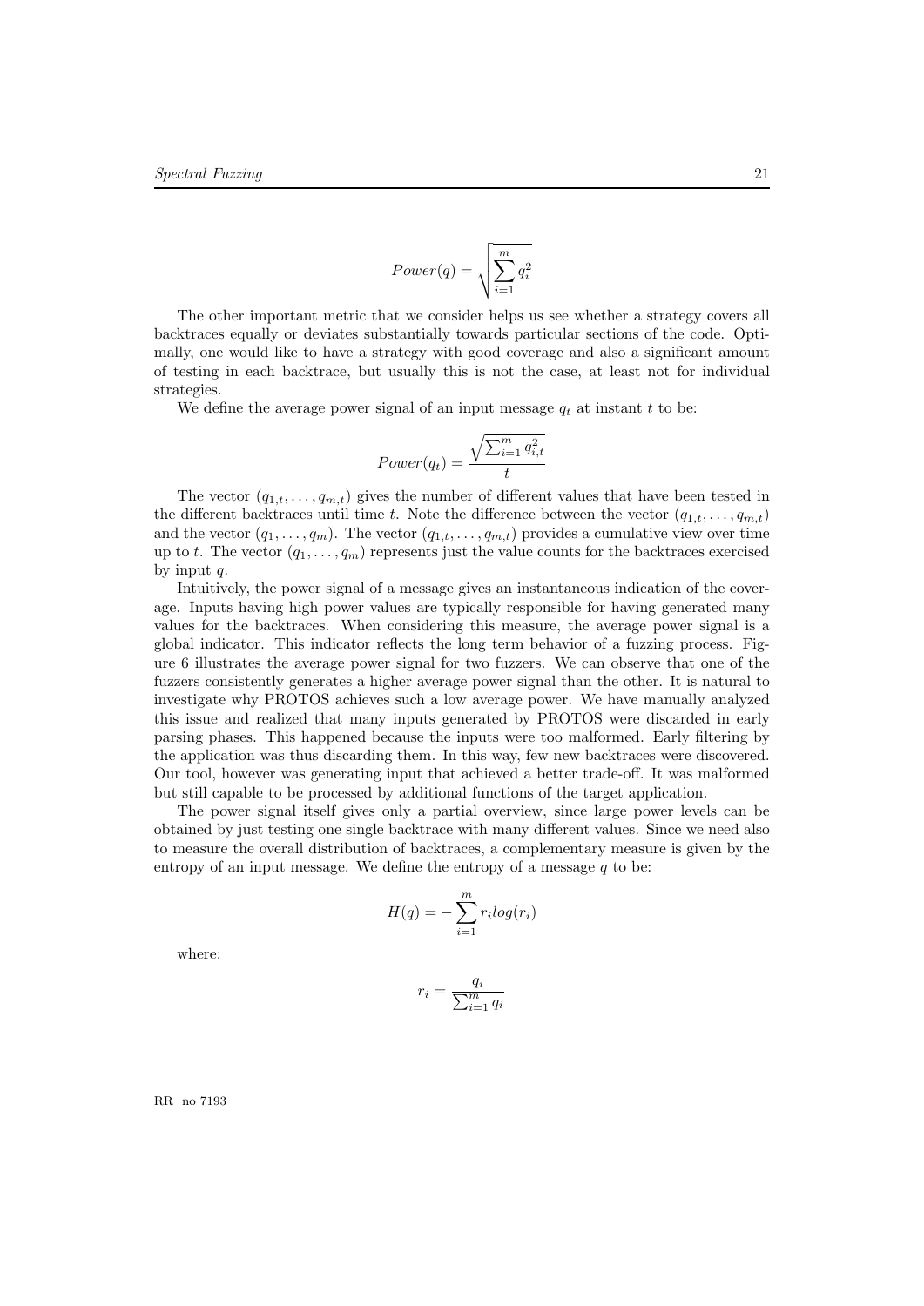$$Power(q) = \sqrt{\sum_{i=1}^{m} q_i^2}$$

The other important metric that we consider helps us see whether a strategy covers all backtraces equally or deviates substantially towards particular sections of the code. Optimally, one would like to have a strategy with good coverage and also a significant amount of testing in each backtrace, but usually this is not the case, at least not for individual strategies.

We define the average power signal of an input message $q_t$ at instant $t$ to be:

$$Power(q_t) = \frac{\sqrt{\sum_{i=1}^{m} q_{i,t}^2}}{t}$$

The vector $(q_{1,t}, \ldots, q_{m,t})$ gives the number of different values that have been tested in the different backtraces until time $t$. Note the difference between the vector $(q_{1,t}, \ldots, q_{m,t})$ and the vector $(q_1, \ldots, q_m)$. The vector $(q_{1,t}, \ldots, q_{m,t})$ provides a cumulative view over time up to $t$. The vector $(q_1, \ldots, q_m)$ represents just the value counts for the backtraces exercised by input $q$.

Intuitively, the power signal of a message gives an instantaneous indication of the coverage. Inputs having high power values are typically responsible for having generated many values for the backtraces. When considering this measure, the average power signal is a global indicator. This indicator reflects the long term behavior of a fuzzing process. Figure 6 illustrates the average power signal for two fuzzers. We can observe that one of the fuzzers consistently generates a higher average power signal than the other. It is natural to investigate why PROTOS achieves such a low average power. We have manually analyzed this issue and realized that many inputs generated by PROTOS were discarded in early parsing phases. This happened because the inputs were too malformed. Early filtering by the application was thus discarding them. In this way, few new backtraces were discovered. Our tool, however was generating input that achieved a better trade-off. It was malformed but still capable to be processed by additional functions of the target application.

The power signal itself gives only a partial overview, since large power levels can be obtained by just testing one single backtrace with many different values. Since we need also to measure the overall distribution of backtraces, a complementary measure is given by the entropy of an input message. We define the entropy of a message $q$ to be:

$$H(q) = -\sum_{i=1}^{m} r_i log(r_i)$$

where:

$$r_i = \frac{q_i}{\sum_{i=1}^{m} q_i}$$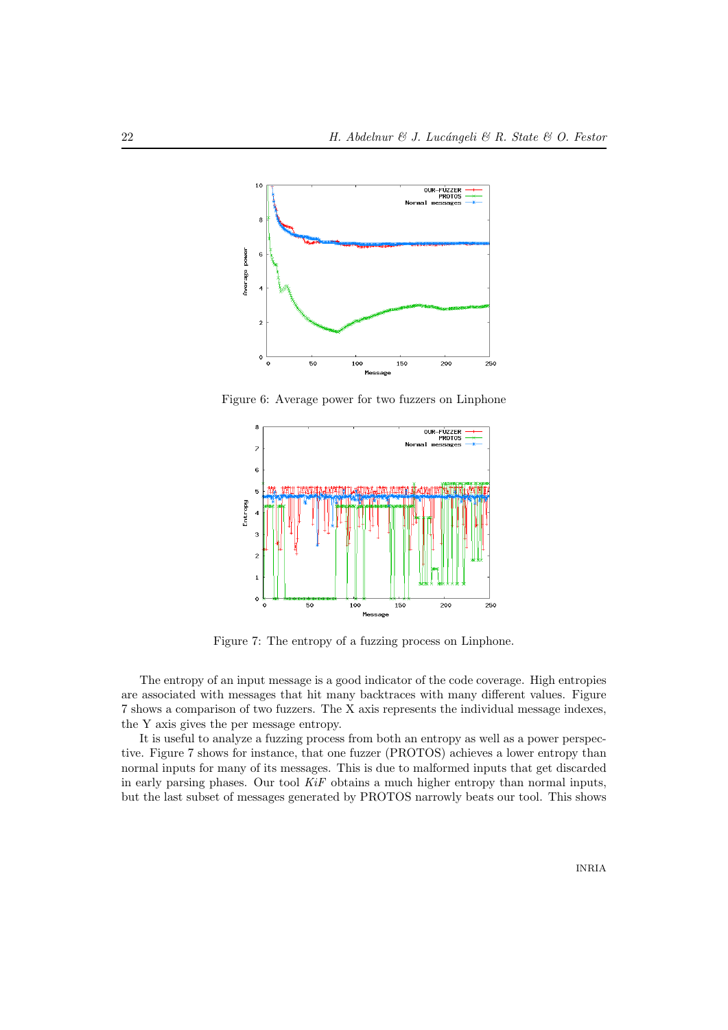Figure 6: Average power for two fuzzers on Linphone

Figure 7: The entropy of a fuzzing process on Linphone.

The entropy of an input message is a good indicator of the code coverage. High entropies are associated with messages that hit many backtraces with many different values. Figure 7 shows a comparison of two fuzzers. The X axis represents the individual message indexes, the Y axis gives the per message entropy.

It is useful to analyze a fuzzing process from both an entropy as well as a power perspective. Figure 7 shows for instance, that one fuzzer (PROTOS) achieves a lower entropy than normal inputs for many of its messages. This is due to malformed inputs that get discarded in early parsing phases. Our tool *KiF* obtains a much higher entropy than normal inputs, but the last subset of messages generated by PROTOS narrowly beats our tool. This shows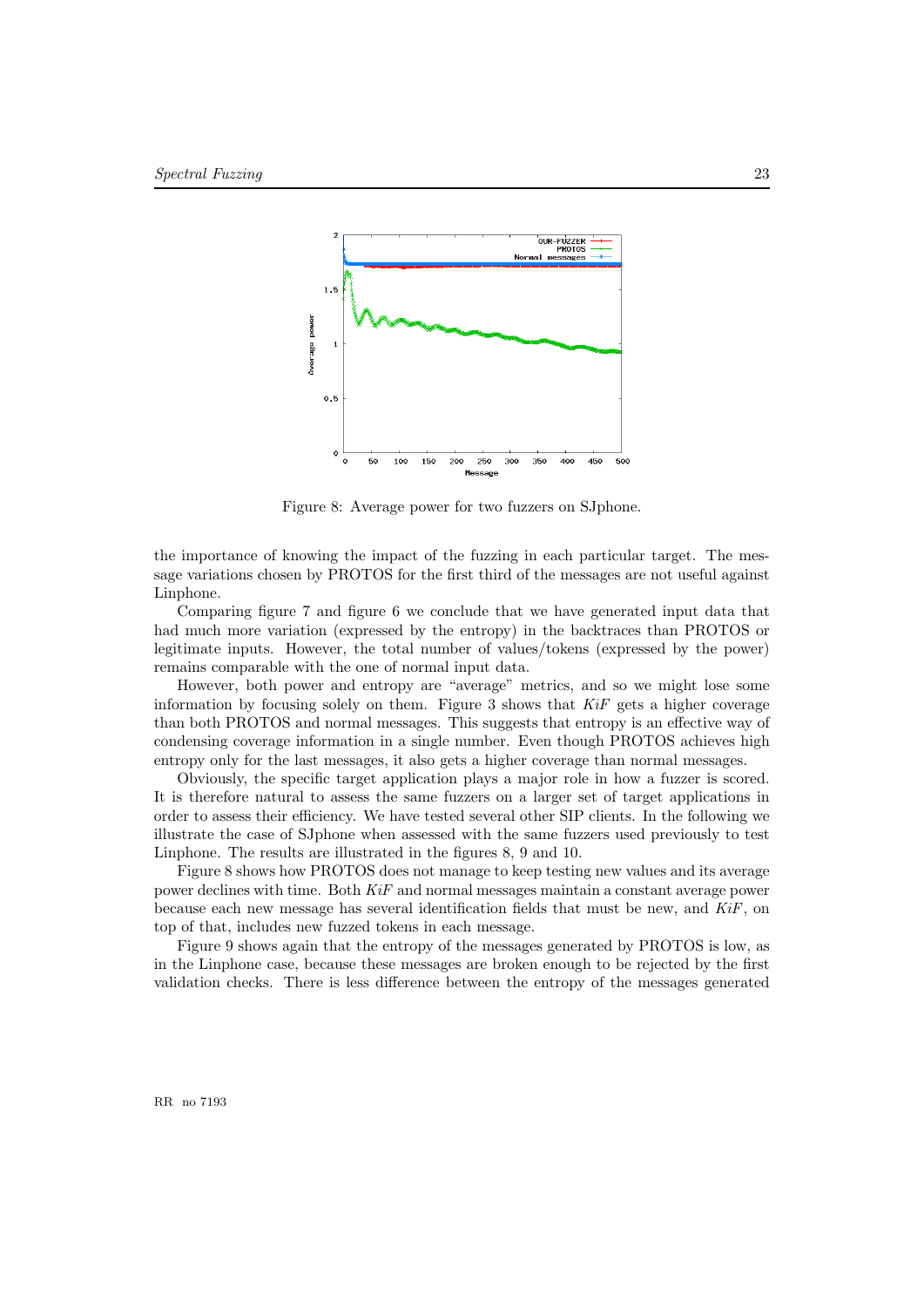Figure 8: Average power for two fuzzers on SJphone.

the importance of knowing the impact of the fuzzing in each particular target. The message variations chosen by PROTOS for the first third of the messages are not useful against Linphone.

Comparing figure 7 and figure 6 we conclude that we have generated input data that had much more variation (expressed by the entropy) in the backtraces than PROTOS or legitimate inputs. However, the total number of values/tokens (expressed by the power) remains comparable with the one of normal input data.

However, both power and entropy are "average" metrics, and so we might lose some information by focusing solely on them. Figure 3 shows that *KiF* gets a higher coverage than both PROTOS and normal messages. This suggests that entropy is an effective way of condensing coverage information in a single number. Even though PROTOS achieves high entropy only for the last messages, it also gets a higher coverage than normal messages.

Obviously, the specific target application plays a major role in how a fuzzer is scored. It is therefore natural to assess the same fuzzers on a larger set of target applications in order to assess their efficiency. We have tested several other SIP clients. In the following we illustrate the case of SJphone when assessed with the same fuzzers used previously to test Linphone. The results are illustrated in the figures 8, 9 and 10.

Figure 8 shows how PROTOS does not manage to keep testing new values and its average power declines with time. Both *KiF* and normal messages maintain a constant average power because each new message has several identification fields that must be new, and *KiF*, on top of that, includes new fuzzed tokens in each message.

Figure 9 shows again that the entropy of the messages generated by PROTOS is low, as in the Linphone case, because these messages are broken enough to be rejected by the first validation checks. There is less difference between the entropy of the messages generated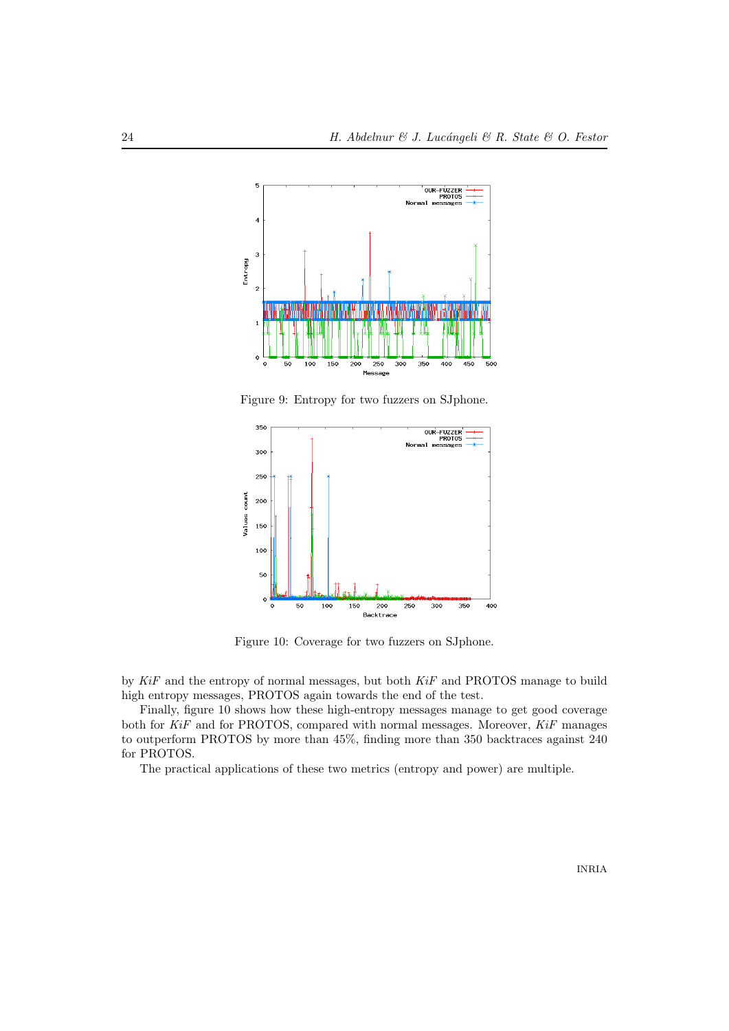Figure 9: Entropy for two fuzzers on SJphone.

Figure 10: Coverage for two fuzzers on SJphone.

by *KiF* and the entropy of normal messages, but both *KiF* and PROTOS manage to build high entropy messages, PROTOS again towards the end of the test.

Finally, figure 10 shows how these high-entropy messages manage to get good coverage both for *KiF* and for PROTOS, compared with normal messages. Moreover, *KiF* manages to outperform PROTOS by more than 45%, finding more than 350 backtraces against 240 for PROTOS.

The practical applications of these two metrics (entropy and power) are multiple.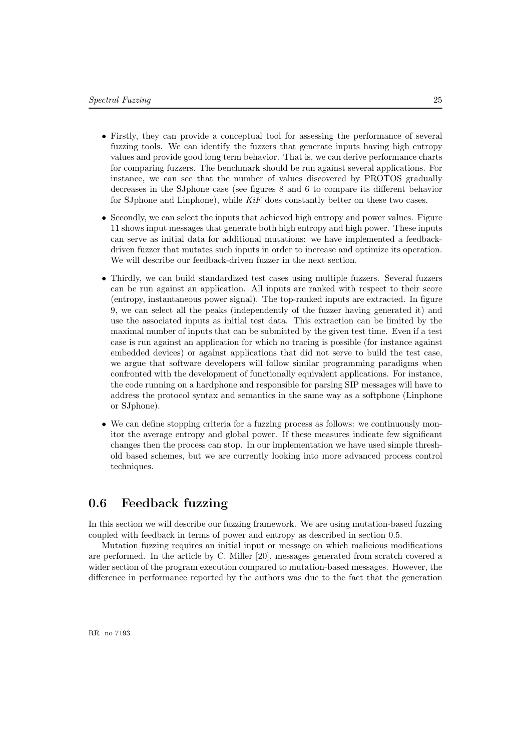- Firstly, they can provide a conceptual tool for assessing the performance of several fuzzing tools. We can identify the fuzzers that generate inputs having high entropy values and provide good long term behavior. That is, we can derive performance charts for comparing fuzzers. The benchmark should be run against several applications. For instance, we can see that the number of values discovered by PROTOS gradually decreases in the SJphone case (see figures 8 and 6 to compare its different behavior for SJphone and Linphone), while *KiF* does constantly better on these two cases.
- Secondly, we can select the inputs that achieved high entropy and power values. Figure 11 shows input messages that generate both high entropy and high power. These inputs can serve as initial data for additional mutations: we have implemented a feedback-driven fuzzer that mutates such inputs in order to increase and optimize its operation. We will describe our feedback-driven fuzzer in the next section.
- Thirdly, we can build standardized test cases using multiple fuzzers. Several fuzzers can be run against an application. All inputs are ranked with respect to their score (entropy, instantaneous power signal). The top-ranked inputs are extracted. In figure 9, we can select all the peaks (independently of the fuzzer having generated it) and use the associated inputs as initial test data. This extraction can be limited by the maximal number of inputs that can be submitted by the given test time. Even if a test case is run against an application for which no tracing is possible (for instance against embedded devices) or against applications that did not serve to build the test case, we argue that software developers will follow similar programming paradigms when confronted with the development of functionally equivalent applications. For instance, the code running on a hardphone and responsible for parsing SIP messages will have to address the protocol syntax and semantics in the same way as a softphone (Linphone or SJphone).
- We can define stopping criteria for a fuzzing process as follows: we continuously monitor the average entropy and global power. If these measures indicate few significant changes then the process can stop. In our implementation we have used simple threshold based schemes, but we are currently looking into more advanced process control techniques.

## 0.6 Feedback fuzzing

In this section we will describe our fuzzing framework. We are using mutation-based fuzzing coupled with feedback in terms of power and entropy as described in section 0.5.

Mutation fuzzing requires an initial input or message on which malicious modifications are performed. In the article by C. Miller [20], messages generated from scratch covered a wider section of the program execution compared to mutation-based messages. However, the difference in performance reported by the authors was due to the fact that the generation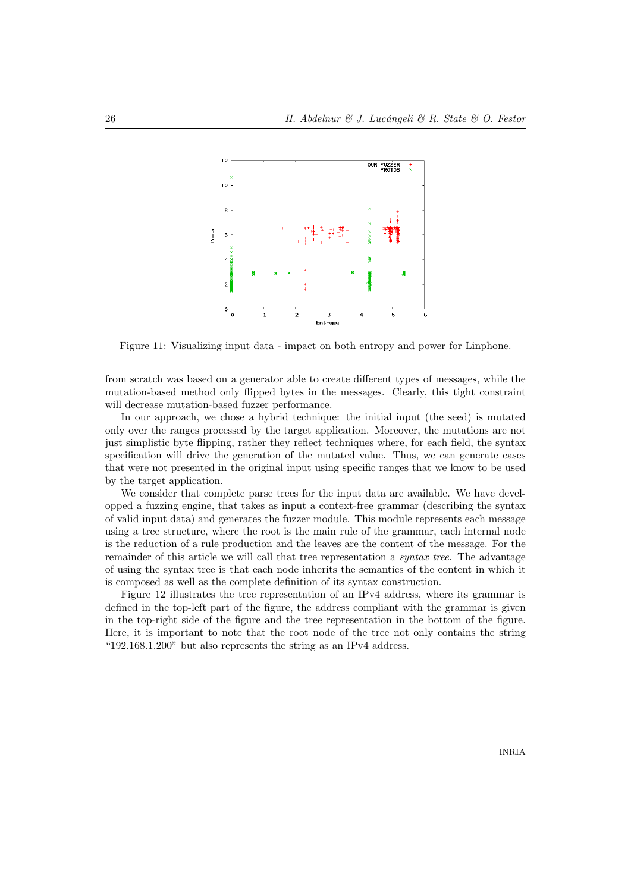Figure 11: Visualizing input data - impact on both entropy and power for Linphone.

from scratch was based on a generator able to create different types of messages, while the mutation-based method only flipped bytes in the messages. Clearly, this tight constraint will decrease mutation-based fuzzer performance.

In our approach, we chose a hybrid technique: the initial input (the seed) is mutated only over the ranges processed by the target application. Moreover, the mutations are not just simplistic byte flipping, rather they reflect techniques where, for each field, the syntax specification will drive the generation of the mutated value. Thus, we can generate cases that were not presented in the original input using specific ranges that we know to be used by the target application.

We consider that complete parse trees for the input data are available. We have developped a fuzzing engine, that takes as input a context-free grammar (describing the syntax of valid input data) and generates the fuzzer module. This module represents each message using a tree structure, where the root is the main rule of the grammar, each internal node is the reduction of a rule production and the leaves are the content of the message. For the remainder of this article we will call that tree representation a *syntax tree*. The advantage of using the syntax tree is that each node inherits the semantics of the content in which it is composed as well as the complete definition of its syntax construction.

Figure 12 illustrates the tree representation of an IPv4 address, where its grammar is defined in the top-left part of the figure, the address compliant with the grammar is given in the top-right side of the figure and the tree representation in the bottom of the figure. Here, it is important to note that the root node of the tree not only contains the string “192.168.1.200” but also represents the string as an IPv4 address.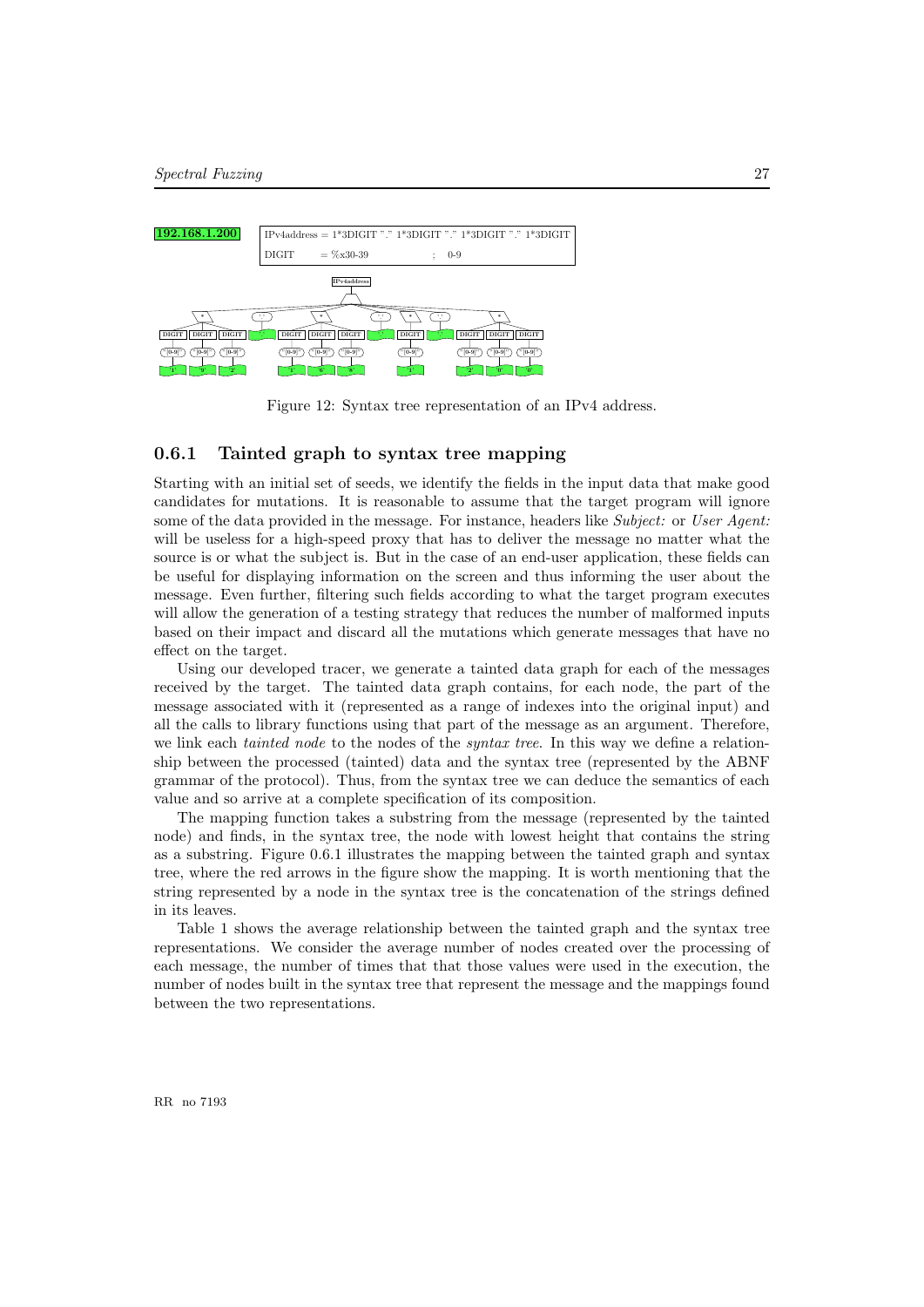192.168.1.200

```
IPv4address = 1*3DIGIT "." 1*3DIGIT "." 1*3DIGIT "." 1*3DIGIT
DIGIT       = %x30-39                    ;  0-9
```

Figure 12: Syntax tree representation of an IPv4 address.

### 0.6.1 Tainted graph to syntax tree mapping

Starting with an initial set of seeds, we identify the fields in the input data that make good candidates for mutations. It is reasonable to assume that the target program will ignore some of the data provided in the message. For instance, headers like *Subject:* or *User Agent:* will be useless for a high-speed proxy that has to deliver the message no matter what the source is or what the subject is. But in the case of an end-user application, these fields can be useful for displaying information on the screen and thus informing the user about the message. Even further, filtering such fields according to what the target program executes will allow the generation of a testing strategy that reduces the number of malformed inputs based on their impact and discard all the mutations which generate messages that have no effect on the target.

Using our developed tracer, we generate a tainted data graph for each of the messages received by the target. The tainted data graph contains, for each node, the part of the message associated with it (represented as a range of indexes into the original input) and all the calls to library functions using that part of the message as an argument. Therefore, we link each *tainted node* to the nodes of the *syntax tree*. In this way we define a relationship between the processed (tainted) data and the syntax tree (represented by the ABNF grammar of the protocol). Thus, from the syntax tree we can deduce the semantics of each value and so arrive at a complete specification of its composition.

The mapping function takes a substring from the message (represented by the tainted node) and finds, in the syntax tree, the node with lowest height that contains the string as a substring. Figure 0.6.1 illustrates the mapping between the tainted graph and syntax tree, where the red arrows in the figure show the mapping. It is worth mentioning that the string represented by a node in the syntax tree is the concatenation of the strings defined in its leaves.

Table 1 shows the average relationship between the tainted graph and the syntax tree representations. We consider the average number of nodes created over the processing of each message, the number of times that that those values were used in the execution, the number of nodes built in the syntax tree that represent the message and the mappings found between the two representations.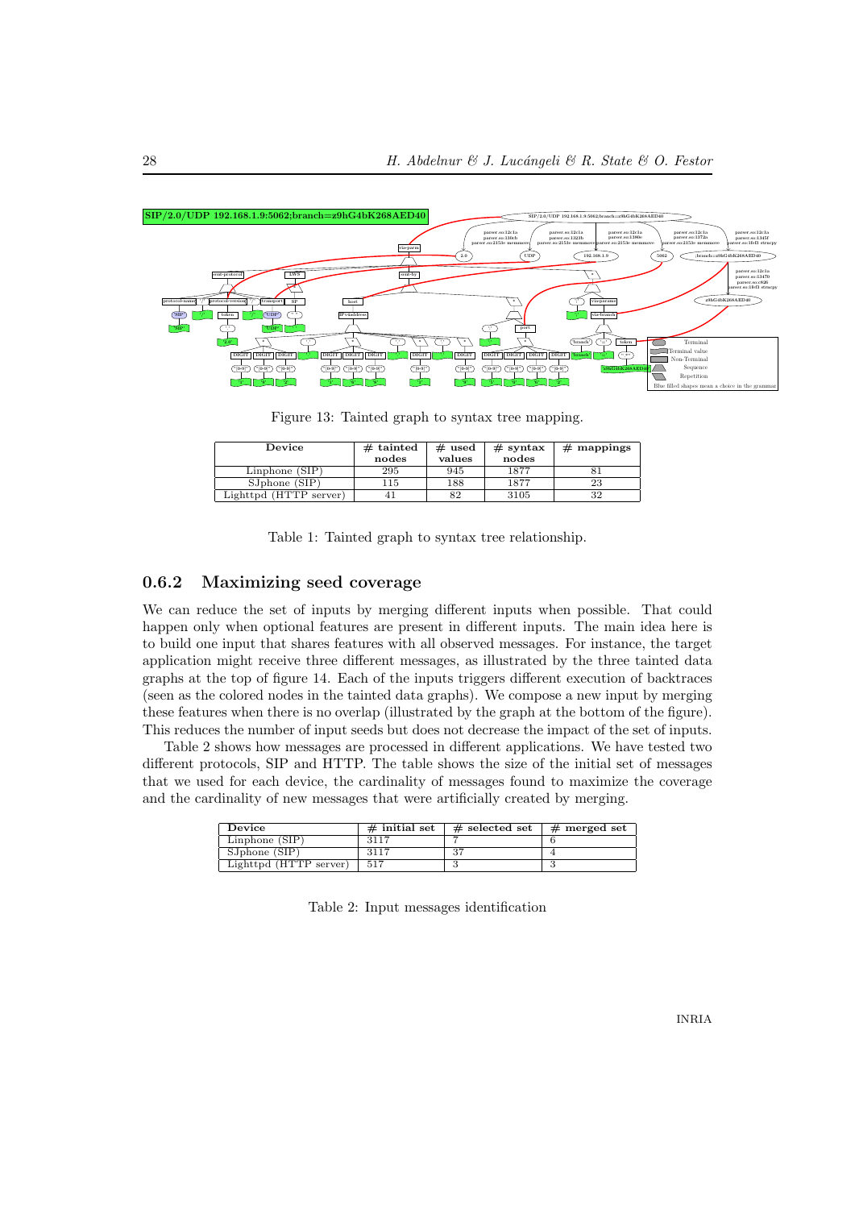Figure 13: Tainted graph to syntax tree mapping.

| Device | # tainted nodes | # used values | # syntax nodes | # mappings |
|---|---|---|---|---|
| Linphone (SIP) | 295 | 945 | 1877 | 81 |
| SJphone (SIP) | 115 | 188 | 1877 | 23 |
| Lighttpd (HTTP server) | 41 | 82 | 3105 | 32 |

Table 1: Tainted graph to syntax tree relationship.

### 0.6.2 Maximizing seed coverage

We can reduce the set of inputs by merging different inputs when possible. That could happen only when optional features are present in different inputs. The main idea here is to build one input that shares features with all observed messages. For instance, the target application might receive three different messages, as illustrated by the three tainted data graphs at the top of figure 14. Each of the inputs triggers different execution of backtraces (seen as the colored nodes in the tainted data graphs). We compose a new input by merging these features when there is no overlap (illustrated by the graph at the bottom of the figure). This reduces the number of input seeds but does not decrease the impact of the set of inputs.

Table 2 shows how messages are processed in different applications. We have tested two different protocols, SIP and HTTP. The table shows the size of the initial set of messages that we used for each device, the cardinality of messages found to maximize the coverage and the cardinality of new messages that were artificially created by merging.

| Device | # initial set | # selected set | # merged set |
|---|---|---|---|
| Linphone (SIP) | 3117 | 7 | 6 |
| SJphone (SIP) | 3117 | 37 | 4 |
| Lighttpd (HTTP server) | 517 | 3 | 3 |

Table 2: Input messages identification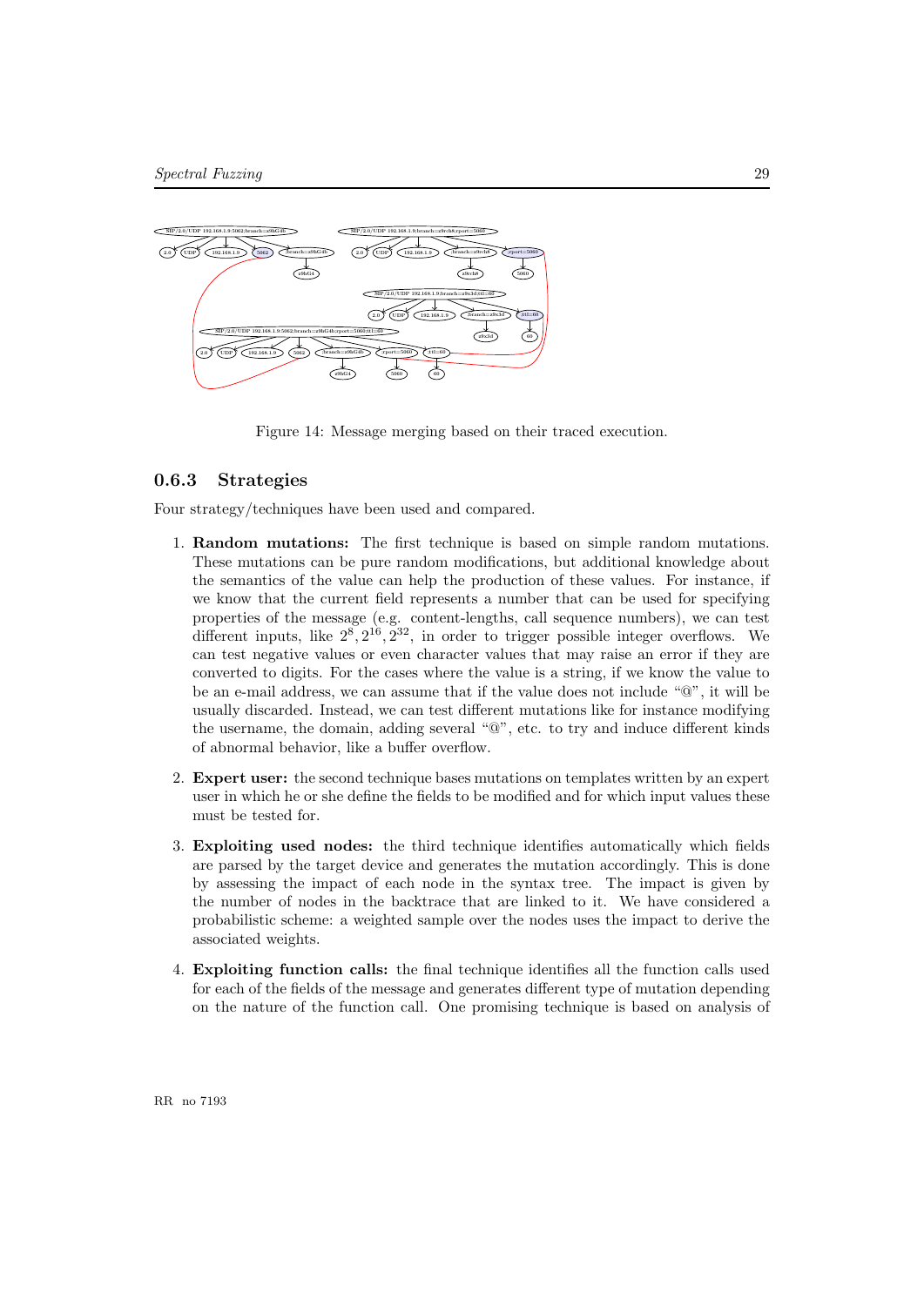Figure 14: Message merging based on their traced execution.

### 0.6.3 Strategies

Four strategy/techniques have been used and compared.

1. **Random mutations:** The first technique is based on simple random mutations. These mutations can be pure random modifications, but additional knowledge about the semantics of the value can help the production of these values. For instance, if we know that the current field represents a number that can be used for specifying properties of the message (e.g. content-lengths, call sequence numbers), we can test different inputs, like $2^8, 2^{16}, 2^{32}$, in order to trigger possible integer overflows. We can test negative values or even character values that may raise an error if they are converted to digits. For the cases where the value is a string, if we know the value to be an e-mail address, we can assume that if the value does not include "@", it will be usually discarded. Instead, we can test different mutations like for instance modifying the username, the domain, adding several "@", etc. to try and induce different kinds of abnormal behavior, like a buffer overflow.

2. **Expert user:** the second technique bases mutations on templates written by an expert user in which he or she define the fields to be modified and for which input values these must be tested for.

3. **Exploiting used nodes:** the third technique identifies automatically which fields are parsed by the target device and generates the mutation accordingly. This is done by assessing the impact of each node in the syntax tree. The impact is given by the number of nodes in the backtrace that are linked to it. We have considered a probabilistic scheme: a weighted sample over the nodes uses the impact to derive the associated weights.

4. **Exploiting function calls:** the final technique identifies all the function calls used for each of the fields of the message and generates different type of mutation depending on the nature of the function call. One promising technique is based on analysis of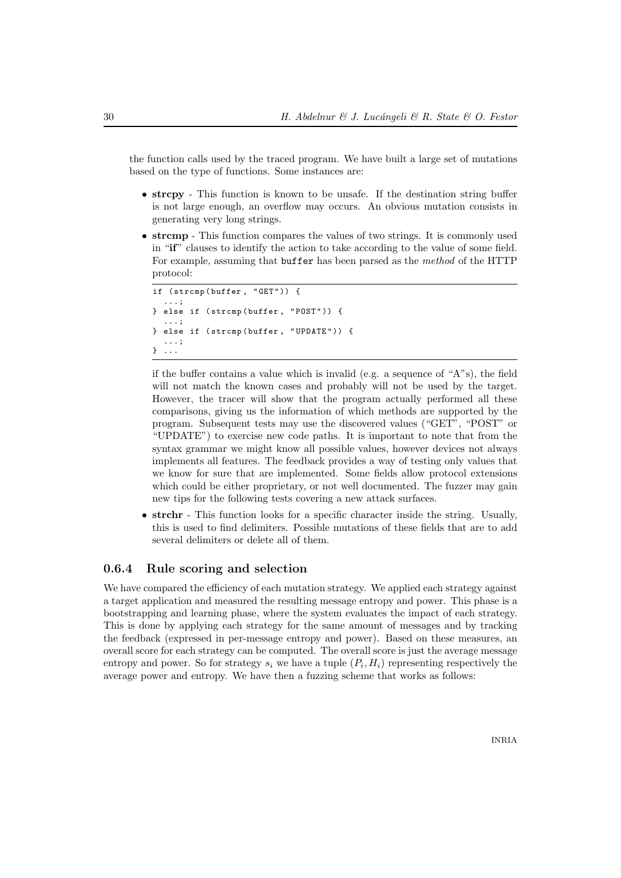the function calls used by the traced program. We have built a large set of mutations based on the type of functions. Some instances are:

- **strcpy** - This function is known to be unsafe. If the destination string buffer is not large enough, an overflow may occurs. An obvious mutation consists in generating very long strings.
- **strcmp** - This function compares the values of two strings. It is commonly used in "**if**" clauses to identify the action to take according to the value of some field. For example, assuming that `buffer` has been parsed as the *method* of the HTTP protocol:

```
if (strcmp(buffer, "GET")) {
  ...;
} else if (strcmp(buffer, "POST")) {
  ...;
} else if (strcmp(buffer, "UPDATE")) {
  ...;
} ...
```

  if the buffer contains a value which is invalid (e.g. a sequence of "A"s), the field will not match the known cases and probably will not be used by the target. However, the tracer will show that the program actually performed all these comparisons, giving us the information of which methods are supported by the program. Subsequent tests may use the discovered values ("GET", "POST" or "UPDATE") to exercise new code paths. It is important to note that from the syntax grammar we might know all possible values, however devices not always implements all features. The feedback provides a way of testing only values that we know for sure that are implemented. Some fields allow protocol extensions which could be either proprietary, or not well documented. The fuzzer may gain new tips for the following tests covering a new attack surfaces.

- **strchr** - This function looks for a specific character inside the string. Usually, this is used to find delimiters. Possible mutations of these fields that are to add several delimiters or delete all of them.

### 0.6.4 Rule scoring and selection

We have compared the efficiency of each mutation strategy. We applied each strategy against a target application and measured the resulting message entropy and power. This phase is a bootstrapping and learning phase, where the system evaluates the impact of each strategy. This is done by applying each strategy for the same amount of messages and by tracking the feedback (expressed in per-message entropy and power). Based on these measures, an overall score for each strategy can be computed. The overall score is just the average message entropy and power. So for strategy $s_i$ we have a tuple $(P_i, H_i)$ representing respectively the average power and entropy. We have then a fuzzing scheme that works as follows: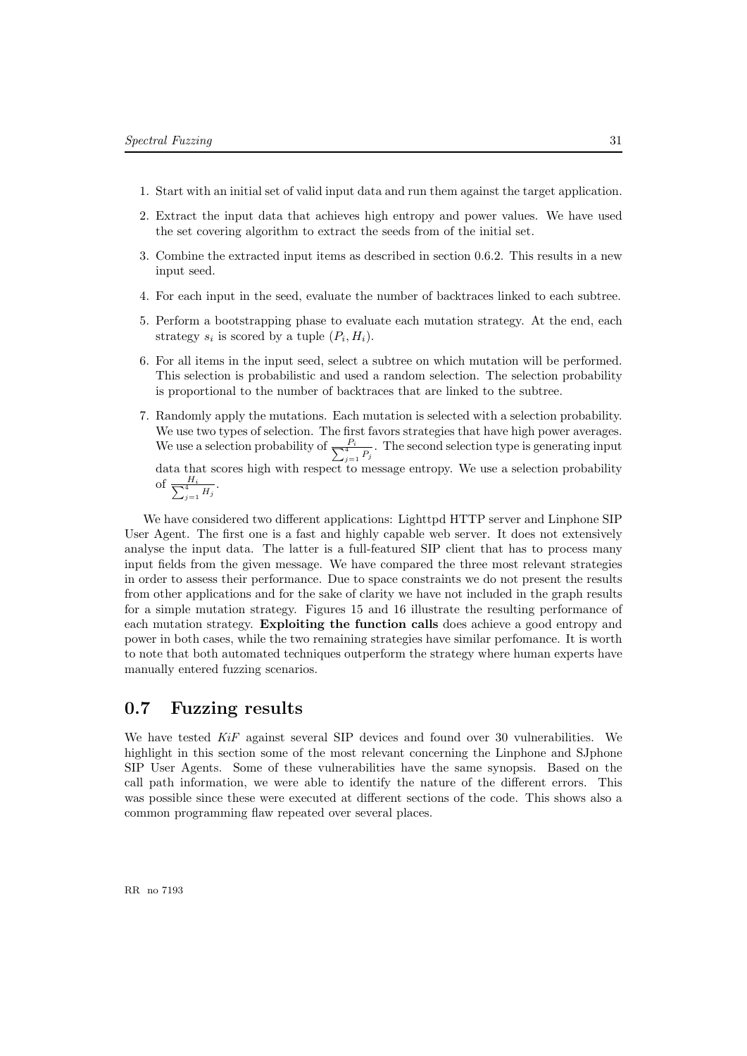1. Start with an initial set of valid input data and run them against the target application.
2. Extract the input data that achieves high entropy and power values. We have used the set covering algorithm to extract the seeds from of the initial set.
3. Combine the extracted input items as described in section 0.6.2. This results in a new input seed.
4. For each input in the seed, evaluate the number of backtraces linked to each subtree.
5. Perform a bootstrapping phase to evaluate each mutation strategy. At the end, each strategy $s_i$ is scored by a tuple $(P_i, H_i)$.
6. For all items in the input seed, select a subtree on which mutation will be performed. This selection is probabilistic and used a random selection. The selection probability is proportional to the number of backtraces that are linked to the subtree.
7. Randomly apply the mutations. Each mutation is selected with a selection probability. We use two types of selection. The first favors strategies that have high power averages. We use a selection probability of $\frac{P_i}{\sum_{j=1}^{4} P_j}$. The second selection type is generating input data that scores high with respect to message entropy. We use a selection probability of $\frac{H_i}{\sum_{j=1}^{4} H_j}$.

We have considered two different applications: Lighttpd HTTP server and Linphone SIP User Agent. The first one is a fast and highly capable web server. It does not extensively analyse the input data. The latter is a full-featured SIP client that has to process many input fields from the given message. We have compared the three most relevant strategies in order to assess their performance. Due to space constraints we do not present the results from other applications and for the sake of clarity we have not included in the graph results for a simple mutation strategy. Figures 15 and 16 illustrate the resulting performance of each mutation strategy. **Exploiting the function calls** does achieve a good entropy and power in both cases, while the two remaining strategies have similar perfomance. It is worth to note that both automated techniques outperform the strategy where human experts have manually entered fuzzing scenarios.

## 0.7 Fuzzing results

We have tested *KiF* against several SIP devices and found over 30 vulnerabilities. We highlight in this section some of the most relevant concerning the Linphone and SJphone SIP User Agents. Some of these vulnerabilities have the same synopsis. Based on the call path information, we were able to identify the nature of the different errors. This was possible since these were executed at different sections of the code. This shows also a common programming flaw repeated over several places.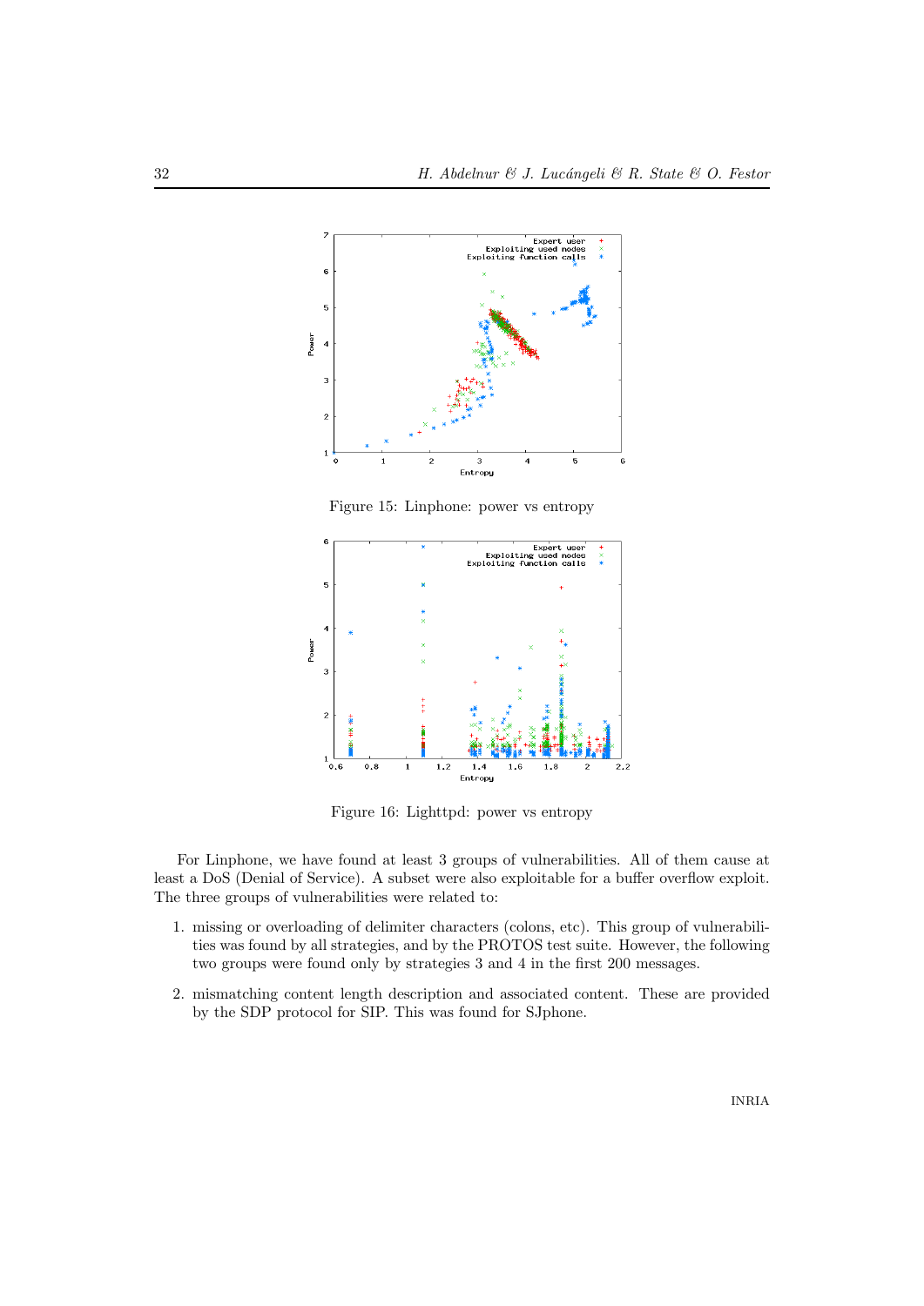Figure 15: Linphone: power vs entropy

Figure 16: Lighttpd: power vs entropy

For Linphone, we have found at least 3 groups of vulnerabilities. All of them cause at least a DoS (Denial of Service). A subset were also exploitable for a buffer overflow exploit. The three groups of vulnerabilities were related to:

1. missing or overloading of delimiter characters (colons, etc). This group of vulnerabilities was found by all strategies, and by the PROTOS test suite. However, the following two groups were found only by strategies 3 and 4 in the first 200 messages.

2. mismatching content length description and associated content. These are provided by the SDP protocol for SIP. This was found for SJphone.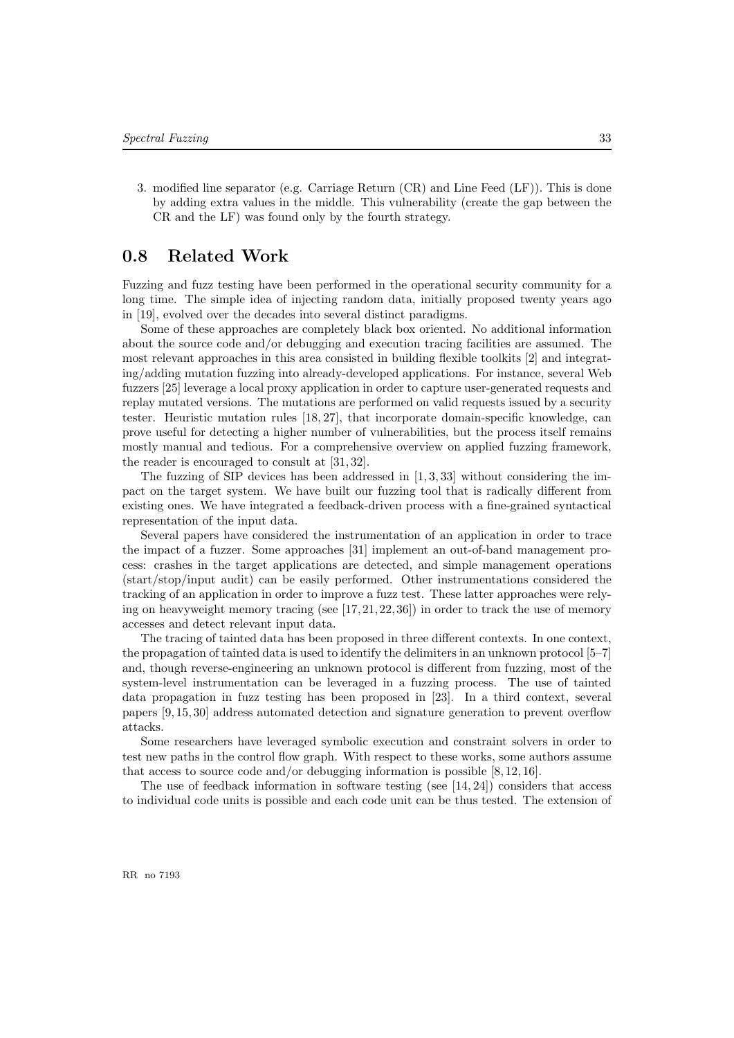3. modified line separator (e.g. Carriage Return (CR) and Line Feed (LF)). This is done by adding extra values in the middle. This vulnerability (create the gap between the CR and the LF) was found only by the fourth strategy.

## 0.8 Related Work

Fuzzing and fuzz testing have been performed in the operational security community for a long time. The simple idea of injecting random data, initially proposed twenty years ago in [19], evolved over the decades into several distinct paradigms.

Some of these approaches are completely black box oriented. No additional information about the source code and/or debugging and execution tracing facilities are assumed. The most relevant approaches in this area consisted in building flexible toolkits [2] and integrating/adding mutation fuzzing into already-developed applications. For instance, several Web fuzzers [25] leverage a local proxy application in order to capture user-generated requests and replay mutated versions. The mutations are performed on valid requests issued by a security tester. Heuristic mutation rules [18, 27], that incorporate domain-specific knowledge, can prove useful for detecting a higher number of vulnerabilities, but the process itself remains mostly manual and tedious. For a comprehensive overview on applied fuzzing framework, the reader is encouraged to consult at [31, 32].

The fuzzing of SIP devices has been addressed in [1, 3, 33] without considering the impact on the target system. We have built our fuzzing tool that is radically different from existing ones. We have integrated a feedback-driven process with a fine-grained syntactical representation of the input data.

Several papers have considered the instrumentation of an application in order to trace the impact of a fuzzer. Some approaches [31] implement an out-of-band management process: crashes in the target applications are detected, and simple management operations (start/stop/input audit) can be easily performed. Other instrumentations considered the tracking of an application in order to improve a fuzz test. These latter approaches were relying on heavyweight memory tracing (see [17, 21, 22, 36]) in order to track the use of memory accesses and detect relevant input data.

The tracing of tainted data has been proposed in three different contexts. In one context, the propagation of tainted data is used to identify the delimiters in an unknown protocol [5–7] and, though reverse-engineering an unknown protocol is different from fuzzing, most of the system-level instrumentation can be leveraged in a fuzzing process. The use of tainted data propagation in fuzz testing has been proposed in [23]. In a third context, several papers [9, 15, 30] address automated detection and signature generation to prevent overflow attacks.

Some researchers have leveraged symbolic execution and constraint solvers in order to test new paths in the control flow graph. With respect to these works, some authors assume that access to source code and/or debugging information is possible [8, 12, 16].

The use of feedback information in software testing (see [14, 24]) considers that access to individual code units is possible and each code unit can be thus tested. The extension of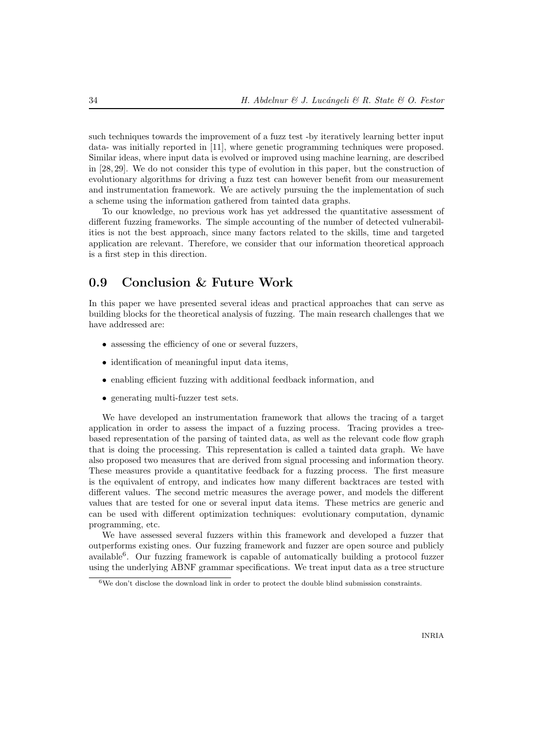such techniques towards the improvement of a fuzz test -by iteratively learning better input data- was initially reported in [11], where genetic programming techniques were proposed. Similar ideas, where input data is evolved or improved using machine learning, are described in [28, 29]. We do not consider this type of evolution in this paper, but the construction of evolutionary algorithms for driving a fuzz test can however benefit from our measurement and instrumentation framework. We are actively pursuing the the implementation of such a scheme using the information gathered from tainted data graphs.

To our knowledge, no previous work has yet addressed the quantitative assessment of different fuzzing frameworks. The simple accounting of the number of detected vulnerabilities is not the best approach, since many factors related to the skills, time and targeted application are relevant. Therefore, we consider that our information theoretical approach is a first step in this direction.

## 0.9 Conclusion & Future Work

In this paper we have presented several ideas and practical approaches that can serve as building blocks for the theoretical analysis of fuzzing. The main research challenges that we have addressed are:

- assessing the efficiency of one or several fuzzers,
- identification of meaningful input data items,
- enabling efficient fuzzing with additional feedback information, and
- generating multi-fuzzer test sets.

We have developed an instrumentation framework that allows the tracing of a target application in order to assess the impact of a fuzzing process. Tracing provides a tree-based representation of the parsing of tainted data, as well as the relevant code flow graph that is doing the processing. This representation is called a tainted data graph. We have also proposed two measures that are derived from signal processing and information theory. These measures provide a quantitative feedback for a fuzzing process. The first measure is the equivalent of entropy, and indicates how many different backtraces are tested with different values. The second metric measures the average power, and models the different values that are tested for one or several input data items. These metrics are generic and can be used with different optimization techniques: evolutionary computation, dynamic programming, etc.

We have assessed several fuzzers within this framework and developed a fuzzer that outperforms existing ones. Our fuzzing framework and fuzzer are open source and publicly available[6]. Our fuzzing framework is capable of automatically building a protocol fuzzer using the underlying ABNF grammar specifications. We treat input data as a tree structure

[6] We don't disclose the download link in order to protect the double blind submission constraints.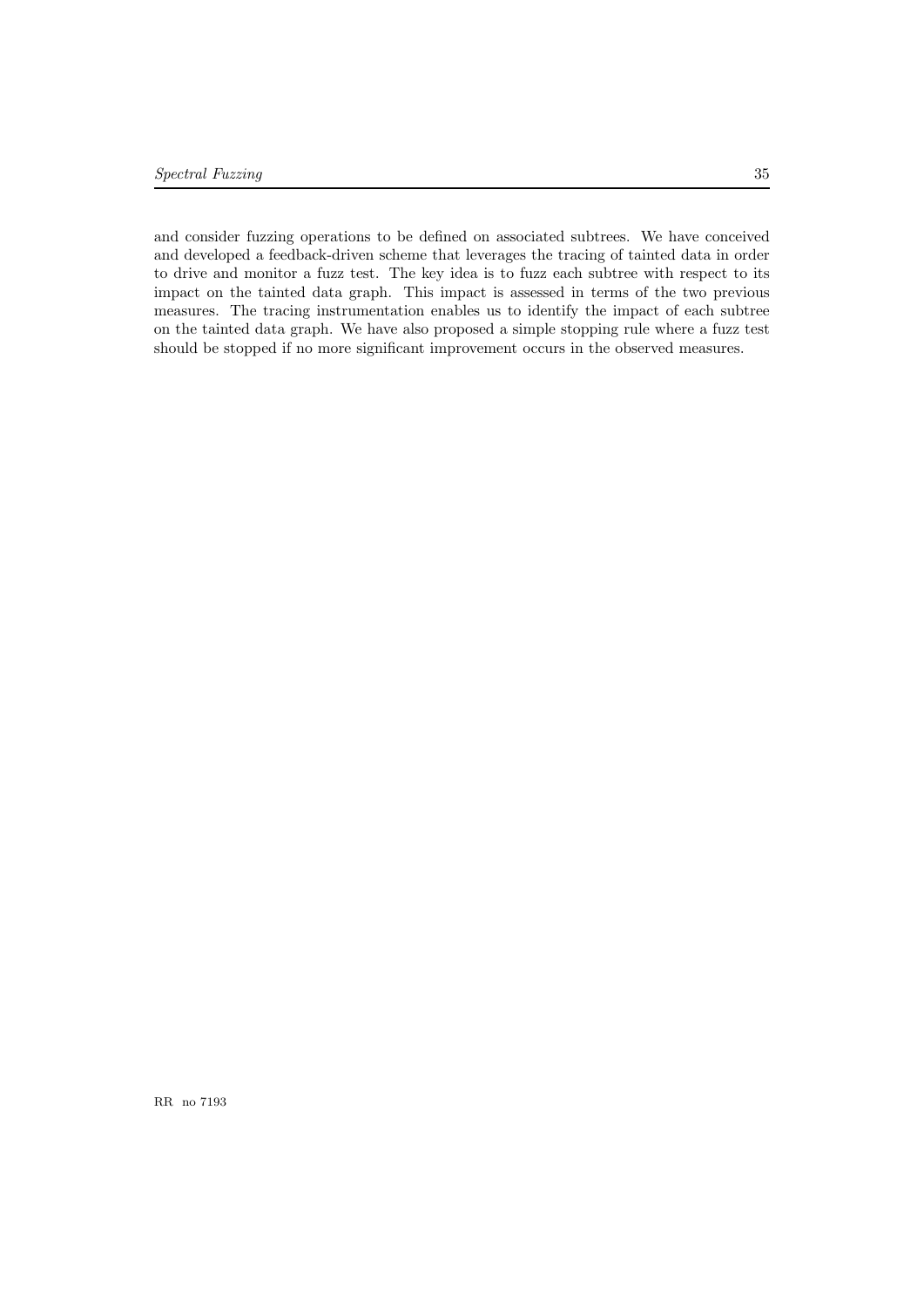and consider fuzzing operations to be defined on associated subtrees. We have conceived and developed a feedback-driven scheme that leverages the tracing of tainted data in order to drive and monitor a fuzz test. The key idea is to fuzz each subtree with respect to its impact on the tainted data graph. This impact is assessed in terms of the two previous measures. The tracing instrumentation enables us to identify the impact of each subtree on the tainted data graph. We have also proposed a simple stopping rule where a fuzz test should be stopped if no more significant improvement occurs in the observed measures.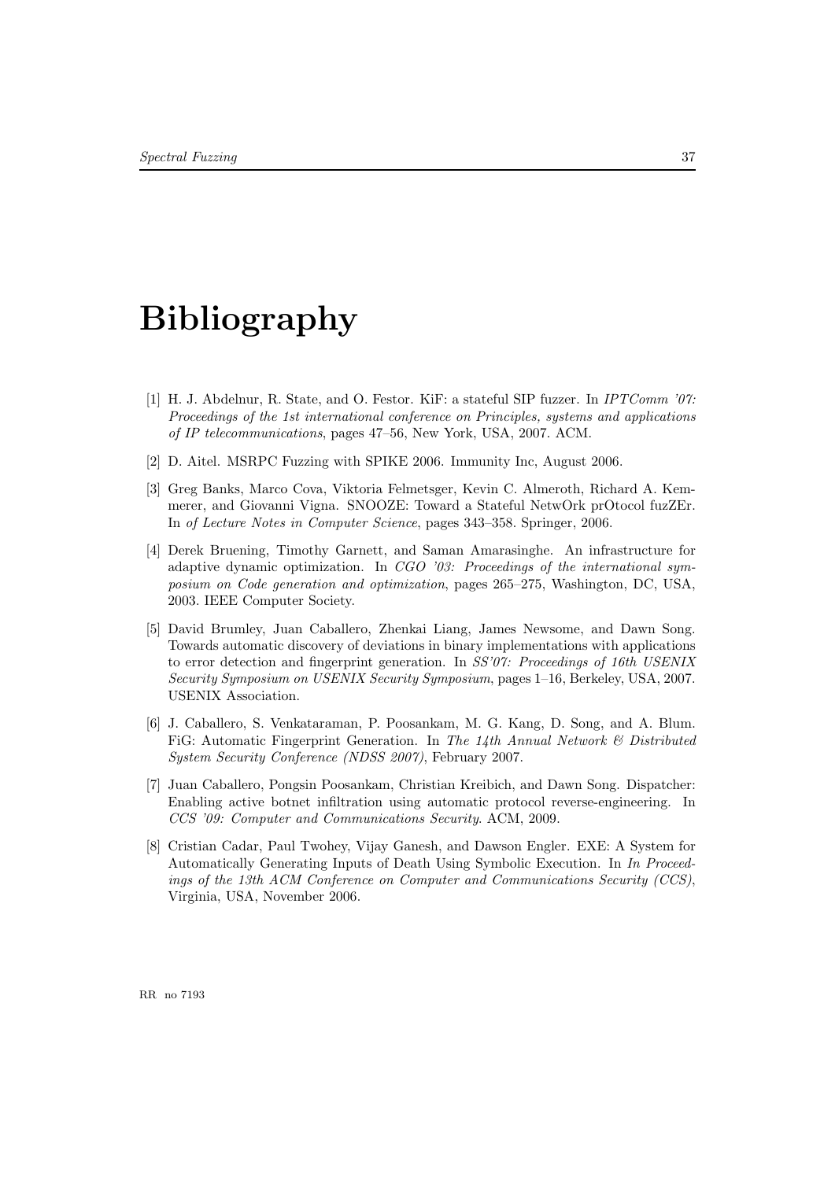# Bibliography

[1] H. J. Abdelnur, R. State, and O. Festor. KiF: a stateful SIP fuzzer. In *IPTComm '07: Proceedings of the 1st international conference on Principles, systems and applications of IP telecommunications*, pages 47–56, New York, USA, 2007. ACM.

[2] D. Aitel. MSRPC Fuzzing with SPIKE 2006. Immunity Inc, August 2006.

[3] Greg Banks, Marco Cova, Viktoria Felmetsger, Kevin C. Almeroth, Richard A. Kemmerer, and Giovanni Vigna. SNOOZE: Toward a Stateful NetwOrk prOtocol fuzZEr. In *of Lecture Notes in Computer Science*, pages 343–358. Springer, 2006.

[4] Derek Bruening, Timothy Garnett, and Saman Amarasinghe. An infrastructure for adaptive dynamic optimization. In *CGO '03: Proceedings of the international symposium on Code generation and optimization*, pages 265–275, Washington, DC, USA, 2003. IEEE Computer Society.

[5] David Brumley, Juan Caballero, Zhenkai Liang, James Newsome, and Dawn Song. Towards automatic discovery of deviations in binary implementations with applications to error detection and fingerprint generation. In *SS'07: Proceedings of 16th USENIX Security Symposium on USENIX Security Symposium*, pages 1–16, Berkeley, USA, 2007. USENIX Association.

[6] J. Caballero, S. Venkataraman, P. Poosankam, M. G. Kang, D. Song, and A. Blum. FiG: Automatic Fingerprint Generation. In *The 14th Annual Network & Distributed System Security Conference (NDSS 2007)*, February 2007.

[7] Juan Caballero, Pongsin Poosankam, Christian Kreibich, and Dawn Song. Dispatcher: Enabling active botnet infiltration using automatic protocol reverse-engineering. In *CCS '09: Computer and Communications Security*. ACM, 2009.

[8] Cristian Cadar, Paul Twohey, Vijay Ganesh, and Dawson Engler. EXE: A System for Automatically Generating Inputs of Death Using Symbolic Execution. In *In Proceedings of the 13th ACM Conference on Computer and Communications Security (CCS)*, Virginia, USA, November 2006.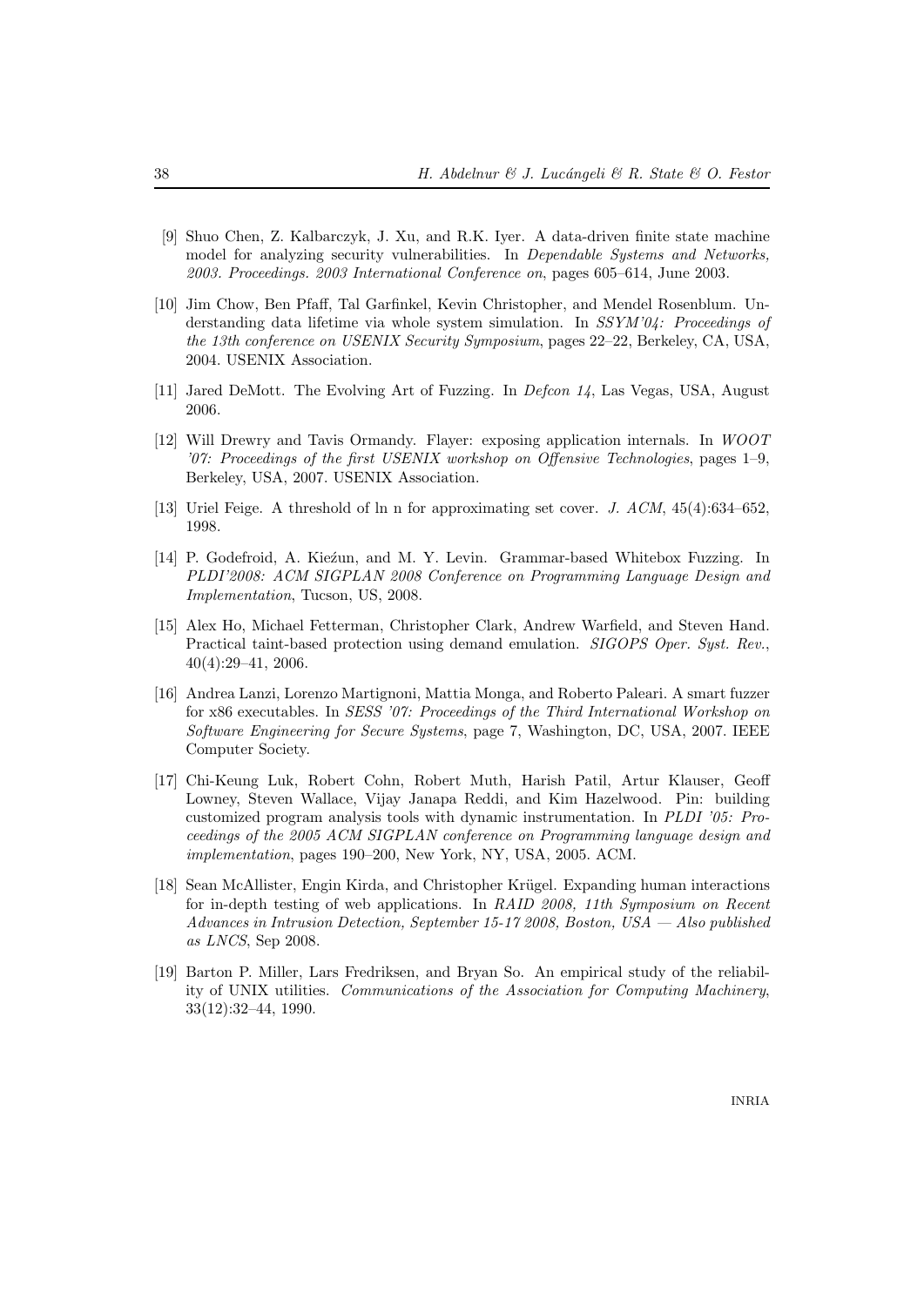[9] Shuo Chen, Z. Kalbarczyk, J. Xu, and R.K. Iyer. A data-driven finite state machine model for analyzing security vulnerabilities. In *Dependable Systems and Networks, 2003. Proceedings. 2003 International Conference on*, pages 605–614, June 2003.

[10] Jim Chow, Ben Pfaff, Tal Garfinkel, Kevin Christopher, and Mendel Rosenblum. Understanding data lifetime via whole system simulation. In *SSYM'04: Proceedings of the 13th conference on USENIX Security Symposium*, pages 22–22, Berkeley, CA, USA, 2004. USENIX Association.

[11] Jared DeMott. The Evolving Art of Fuzzing. In *Defcon 14*, Las Vegas, USA, August 2006.

[12] Will Drewry and Tavis Ormandy. Flayer: exposing application internals. In *WOOT '07: Proceedings of the first USENIX workshop on Offensive Technologies*, pages 1–9, Berkeley, USA, 2007. USENIX Association.

[13] Uriel Feige. A threshold of ln n for approximating set cover. *J. ACM*, 45(4):634–652, 1998.

[14] P. Godefroid, A. Kieźun, and M. Y. Levin. Grammar-based Whitebox Fuzzing. In *PLDI'2008: ACM SIGPLAN 2008 Conference on Programming Language Design and Implementation*, Tucson, US, 2008.

[15] Alex Ho, Michael Fetterman, Christopher Clark, Andrew Warfield, and Steven Hand. Practical taint-based protection using demand emulation. *SIGOPS Oper. Syst. Rev.*, 40(4):29–41, 2006.

[16] Andrea Lanzi, Lorenzo Martignoni, Mattia Monga, and Roberto Paleari. A smart fuzzer for x86 executables. In *SESS '07: Proceedings of the Third International Workshop on Software Engineering for Secure Systems*, page 7, Washington, DC, USA, 2007. IEEE Computer Society.

[17] Chi-Keung Luk, Robert Cohn, Robert Muth, Harish Patil, Artur Klauser, Geoff Lowney, Steven Wallace, Vijay Janapa Reddi, and Kim Hazelwood. Pin: building customized program analysis tools with dynamic instrumentation. In *PLDI '05: Proceedings of the 2005 ACM SIGPLAN conference on Programming language design and implementation*, pages 190–200, New York, NY, USA, 2005. ACM.

[18] Sean McAllister, Engin Kirda, and Christopher Krügel. Expanding human interactions for in-depth testing of web applications. In *RAID 2008, 11th Symposium on Recent Advances in Intrusion Detection, September 15-17 2008, Boston, USA — Also published as LNCS*, Sep 2008.

[19] Barton P. Miller, Lars Fredriksen, and Bryan So. An empirical study of the reliability of UNIX utilities. *Communications of the Association for Computing Machinery*, 33(12):32–44, 1990.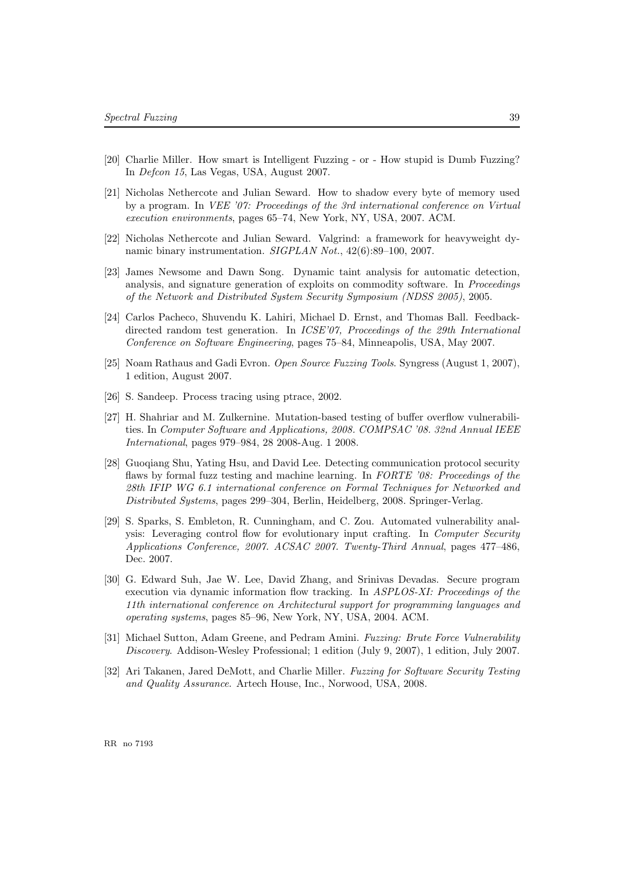[20] Charlie Miller. How smart is Intelligent Fuzzing - or - How stupid is Dumb Fuzzing? In *Defcon 15*, Las Vegas, USA, August 2007.

[21] Nicholas Nethercote and Julian Seward. How to shadow every byte of memory used by a program. In *VEE '07: Proceedings of the 3rd international conference on Virtual execution environments*, pages 65–74, New York, NY, USA, 2007. ACM.

[22] Nicholas Nethercote and Julian Seward. Valgrind: a framework for heavyweight dynamic binary instrumentation. *SIGPLAN Not.*, 42(6):89–100, 2007.

[23] James Newsome and Dawn Song. Dynamic taint analysis for automatic detection, analysis, and signature generation of exploits on commodity software. In *Proceedings of the Network and Distributed System Security Symposium (NDSS 2005)*, 2005.

[24] Carlos Pacheco, Shuvendu K. Lahiri, Michael D. Ernst, and Thomas Ball. Feedback-directed random test generation. In *ICSE'07, Proceedings of the 29th International Conference on Software Engineering*, pages 75–84, Minneapolis, USA, May 2007.

[25] Noam Rathaus and Gadi Evron. *Open Source Fuzzing Tools*. Syngress (August 1, 2007), 1 edition, August 2007.

[26] S. Sandeep. Process tracing using ptrace, 2002.

[27] H. Shahriar and M. Zulkernine. Mutation-based testing of buffer overflow vulnerabilities. In *Computer Software and Applications, 2008. COMPSAC '08. 32nd Annual IEEE International*, pages 979–984, 28 2008-Aug. 1 2008.

[28] Guoqiang Shu, Yating Hsu, and David Lee. Detecting communication protocol security flaws by formal fuzz testing and machine learning. In *FORTE '08: Proceedings of the 28th IFIP WG 6.1 international conference on Formal Techniques for Networked and Distributed Systems*, pages 299–304, Berlin, Heidelberg, 2008. Springer-Verlag.

[29] S. Sparks, S. Embleton, R. Cunningham, and C. Zou. Automated vulnerability analysis: Leveraging control flow for evolutionary input crafting. In *Computer Security Applications Conference, 2007. ACSAC 2007. Twenty-Third Annual*, pages 477–486, Dec. 2007.

[30] G. Edward Suh, Jae W. Lee, David Zhang, and Srinivas Devadas. Secure program execution via dynamic information flow tracking. In *ASPLOS-XI: Proceedings of the 11th international conference on Architectural support for programming languages and operating systems*, pages 85–96, New York, NY, USA, 2004. ACM.

[31] Michael Sutton, Adam Greene, and Pedram Amini. *Fuzzing: Brute Force Vulnerability Discovery*. Addison-Wesley Professional; 1 edition (July 9, 2007), 1 edition, July 2007.

[32] Ari Takanen, Jared DeMott, and Charlie Miller. *Fuzzing for Software Security Testing and Quality Assurance*. Artech House, Inc., Norwood, USA, 2008.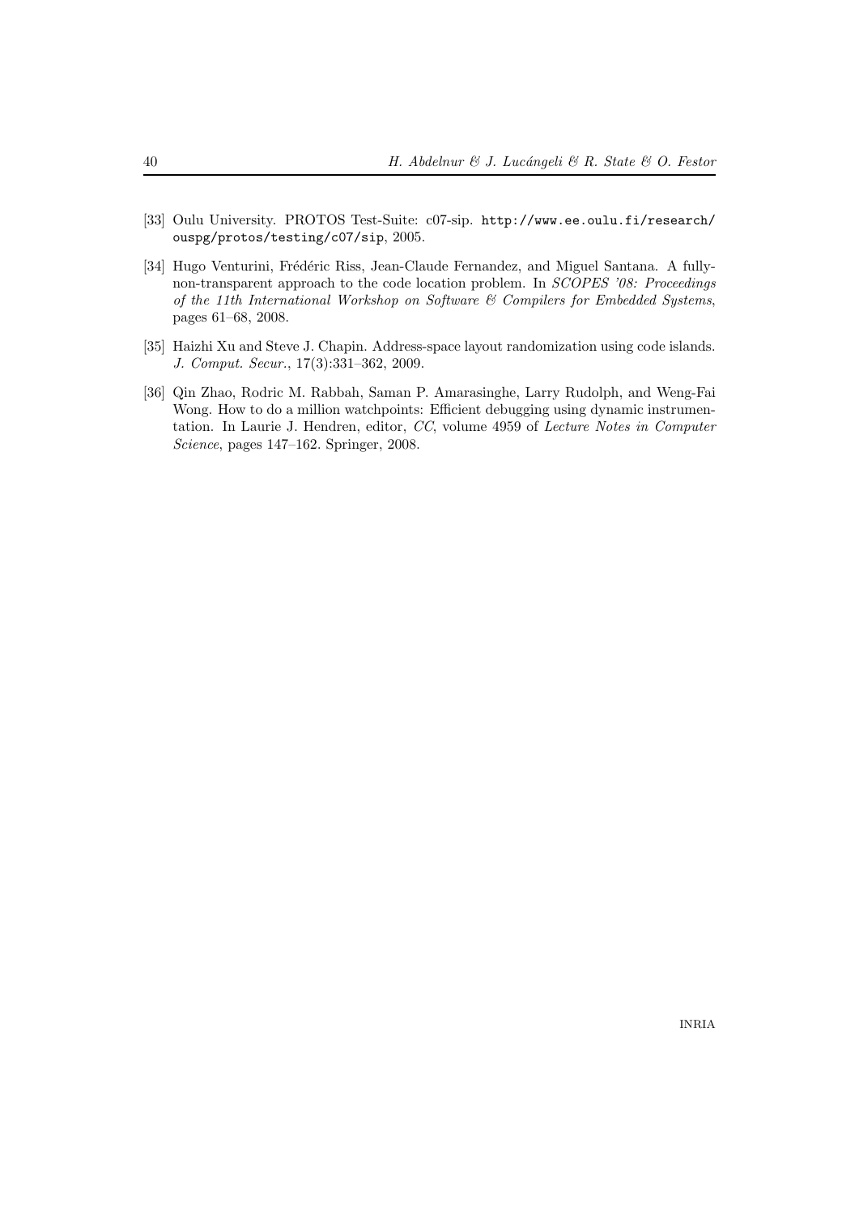[33] Oulu University. PROTOS Test-Suite: c07-sip. `http://www.ee.oulu.fi/research/ouspg/protos/testing/c07/sip`, 2005.

[34] Hugo Venturini, Frédéric Riss, Jean-Claude Fernandez, and Miguel Santana. A fully-non-transparent approach to the code location problem. In *SCOPES '08: Proceedings of the 11th International Workshop on Software & Compilers for Embedded Systems*, pages 61–68, 2008.

[35] Haizhi Xu and Steve J. Chapin. Address-space layout randomization using code islands. *J. Comput. Secur.*, 17(3):331–362, 2009.

[36] Qin Zhao, Rodric M. Rabbah, Saman P. Amarasinghe, Larry Rudolph, and Weng-Fai Wong. How to do a million watchpoints: Efficient debugging using dynamic instrumentation. In Laurie J. Hendren, editor, *CC*, volume 4959 of *Lecture Notes in Computer Science*, pages 147–162. Springer, 2008.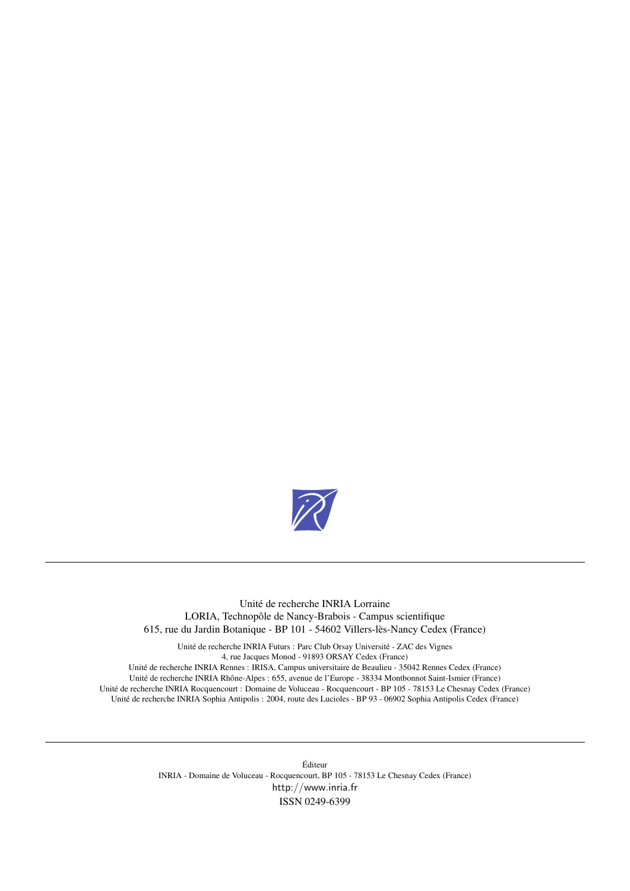Unité de recherche INRIA Lorraine
LORIA, Technopôle de Nancy-Brabois - Campus scientifique
615, rue du Jardin Botanique - BP 101 - 54602 Villers-lès-Nancy Cedex (France)

Unité de recherche INRIA Futurs : Parc Club Orsay Université - ZAC des Vignes
4, rue Jacques Monod - 91893 ORSAY Cedex (France)
Unité de recherche INRIA Rennes : IRISA, Campus universitaire de Beaulieu - 35042 Rennes Cedex (France)
Unité de recherche INRIA Rhône-Alpes : 655, avenue de l'Europe - 38334 Montbonnot Saint-Ismier (France)
Unité de recherche INRIA Rocquencourt : Domaine de Voluceau - Rocquencourt - BP 105 - 78153 Le Chesnay Cedex (France)
Unité de recherche INRIA Sophia Antipolis : 2004, route des Lucioles - BP 93 - 06902 Sophia Antipolis Cedex (France)

Éditeur
INRIA - Domaine de Voluceau - Rocquencourt, BP 105 - 78153 Le Chesnay Cedex (France)
http://www.inria.fr
ISSN 0249-6399